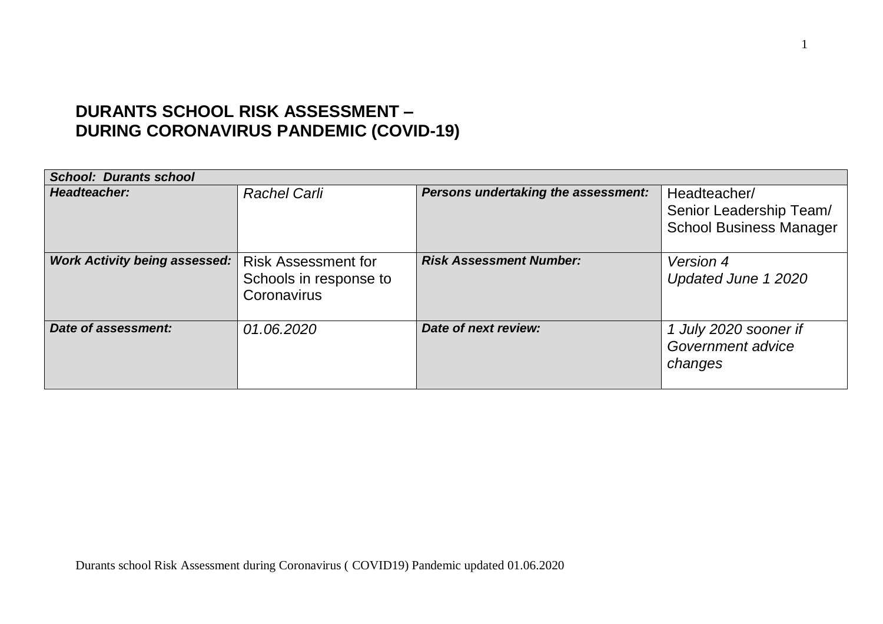# DURANTS SCHOOL RISK ASSESSMENT – DURING CORONAVIRUS PANDEMIC (COVID-19)

| ***School: Durants school*** | | | |
|---|---|---|---|
| ***Headteacher:*** | *Rachel Carli* | ***Persons undertaking the assessment:*** | Headteacher/ Senior Leadership Team/ School Business Manager |
| ***Work Activity being assessed:*** | Risk Assessment for Schools in response to Coronavirus | ***Risk Assessment Number:*** | *Version 4 Updated June 1 2020* |
| ***Date of assessment:*** | *01.06.2020* | ***Date of next review:*** | *1 July 2020 sooner if Government advice changes* |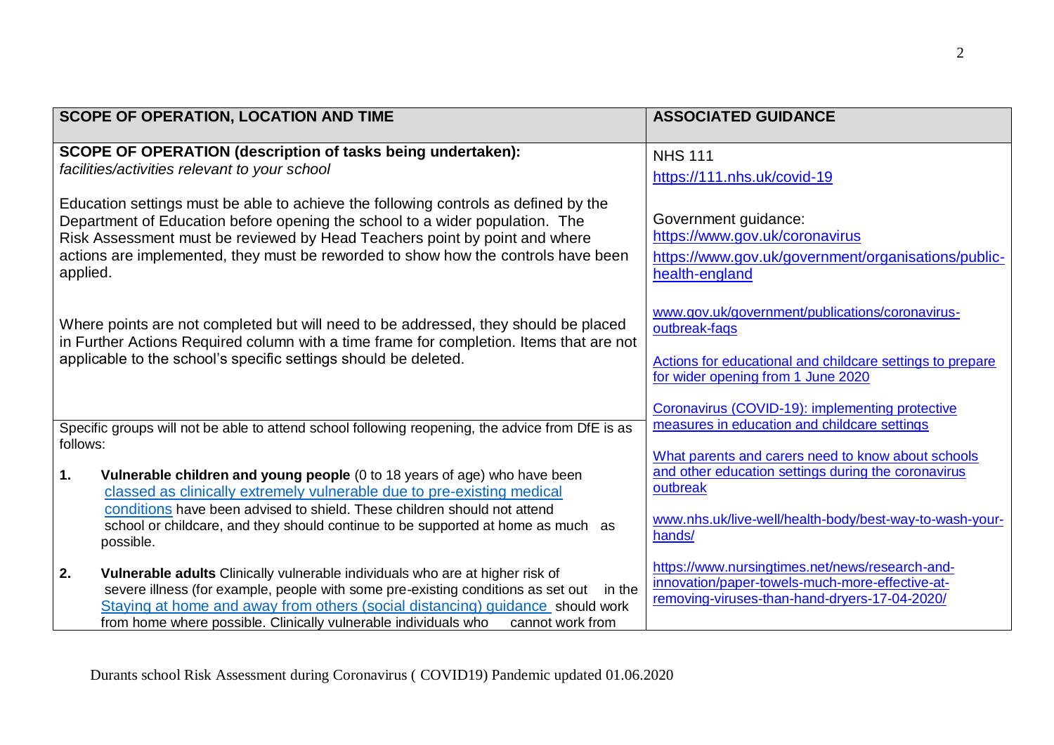| SCOPE OF OPERATION, LOCATION AND TIME | ASSOCIATED GUIDANCE |
|---|---|
| **SCOPE OF OPERATION (description of tasks being undertaken):** *facilities/activities relevant to your school*<br><br>Education settings must be able to achieve the following controls as defined by the Department of Education before opening the school to a wider population. The Risk Assessment must be reviewed by Head Teachers point by point and where actions are implemented, they must be reworded to show how the controls have been applied.<br><br>Where points are not completed but will need to be addressed, they should be placed in Further Actions Required column with a time frame for completion. Items that are not applicable to the school's specific settings should be deleted. | NHS 111<br>https://111.nhs.uk/covid-19<br><br>Government guidance:<br>https://www.gov.uk/coronavirus<br>https://www.gov.uk/government/organisations/public-health-england<br><br>www.gov.uk/government/publications/coronavirus-outbreak-faqs<br><br>Actions for educational and childcare settings to prepare for wider opening from 1 June 2020<br><br>Coronavirus (COVID-19): implementing protective measures in education and childcare settings<br><br>What parents and carers need to know about schools and other education settings during the coronavirus outbreak<br><br>www.nhs.uk/live-well/health-body/best-way-to-wash-your-hands/<br><br>https://www.nursingtimes.net/news/research-and-innovation/paper-towels-much-more-effective-at-removing-viruses-than-hand-dryers-17-04-2020/ |
| Specific groups will not be able to attend school following reopening, the advice from DfE is as follows:<br><br>1. **Vulnerable children and young people** (0 to 18 years of age) who have been classed as clinically extremely vulnerable due to pre-existing medical conditions have been advised to shield. These children should not attend school or childcare, and they should continue to be supported at home as much as possible.<br><br>2. **Vulnerable adults** Clinically vulnerable individuals who are at higher risk of severe illness (for example, people with some pre-existing conditions as set out in the Staying at home and away from others (social distancing) guidance should work from home where possible. Clinically vulnerable individuals who cannot work from | |

Durants school Risk Assessment during Coronavirus ( COVID19) Pandemic updated 01.06.2020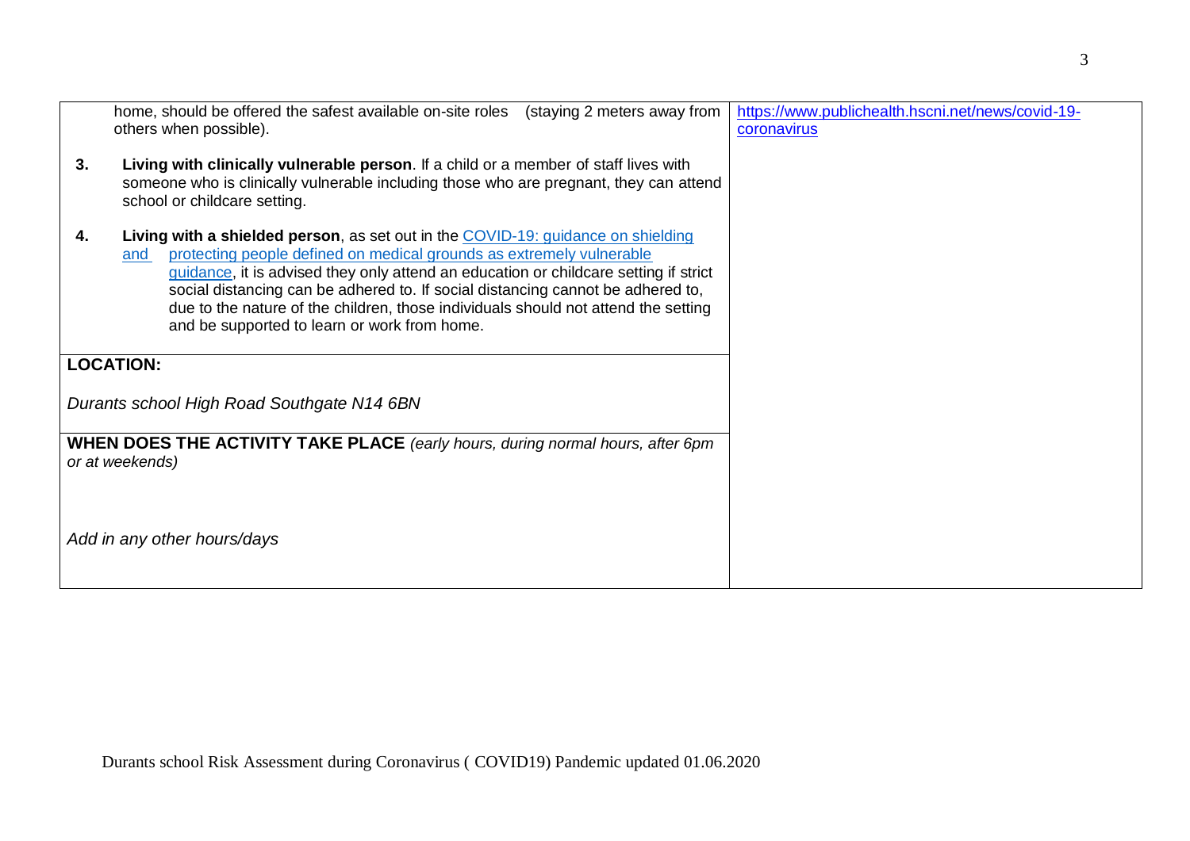| | |
|---|---|
| home, should be offered the safest available on-site roles (staying 2 meters away from others when possible).<br><br>**3.** **Living with clinically vulnerable person**. If a child or a member of staff lives with someone who is clinically vulnerable including those who are pregnant, they can attend school or childcare setting.<br><br>**4.** **Living with a shielded person**, as set out in the [COVID-19: guidance on shielding and protecting people defined on medical grounds as extremely vulnerable guidance](), it is advised they only attend an education or childcare setting if strict social distancing can be adhered to. If social distancing cannot be adhered to, due to the nature of the children, those individuals should not attend the setting and be supported to learn or work from home. | https://www.publichealth.hscni.net/news/covid-19-coronavirus |
| **LOCATION:**<br><br>*Durants school High Road Southgate N14 6BN* | |
| **WHEN DOES THE ACTIVITY TAKE PLACE** *(early hours, during normal hours, after 6pm or at weekends)*<br><br>*Add in any other hours/days* | |

Durants school Risk Assessment during Coronavirus ( COVID19) Pandemic updated 01.06.2020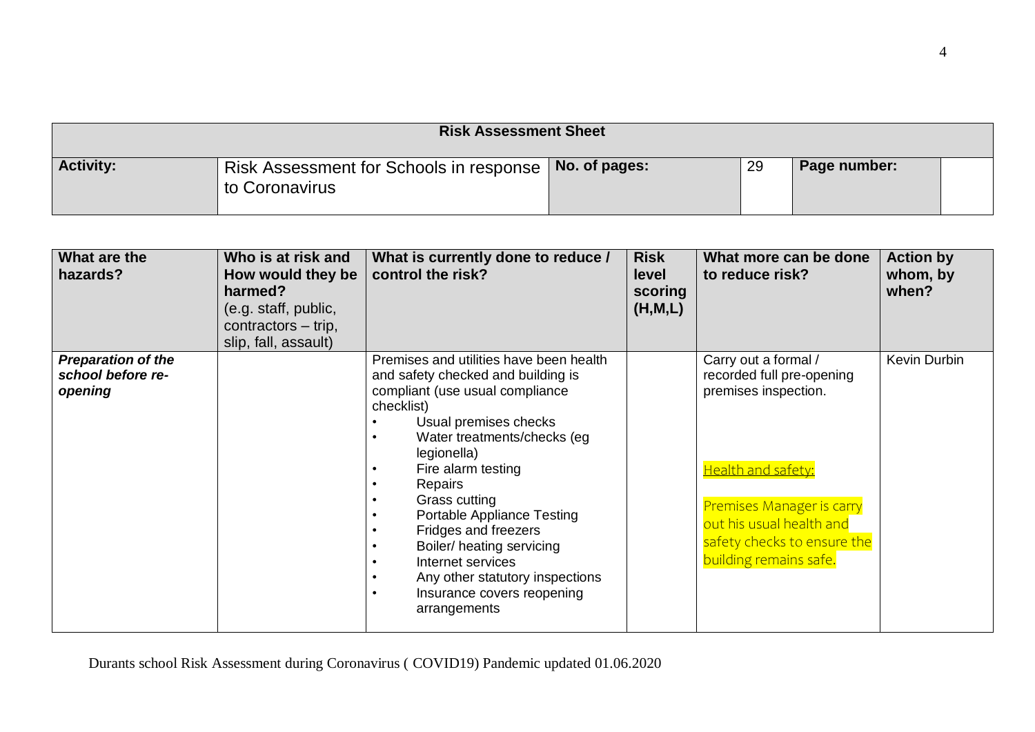| Risk Assessment Sheet | | | | | |
|---|---|---|---|---|---|
| **Activity:** | Risk Assessment for Schools in response to Coronavirus | **No. of pages:** | 29 | **Page number:** | |

| What are the hazards? | Who is at risk and How would they be harmed? (e.g. staff, public, contractors – trip, slip, fall, assault) | What is currently done to reduce / control the risk? | Risk level scoring (H,M,L) | What more can be done to reduce risk? | Action by whom, by when? |
|---|---|---|---|---|---|
| ***Preparation of the school before re-opening*** | | Premises and utilities have been health and safety checked and building is compliant (use usual compliance checklist)<br>• Usual premises checks<br>• Water treatments/checks (eg legionella)<br>• Fire alarm testing<br>• Repairs<br>• Grass cutting<br>• Portable Appliance Testing<br>• Fridges and freezers<br>• Boiler/ heating servicing<br>• Internet services<br>• Any other statutory inspections<br>• Insurance covers reopening arrangements | | Carry out a formal / recorded full pre-opening premises inspection.<br><br>Health and safety:<br><br>Premises Manager is carry out his usual health and safety checks to ensure the building remains safe. | Kevin Durbin |

Durants school Risk Assessment during Coronavirus ( COVID19) Pandemic updated 01.06.2020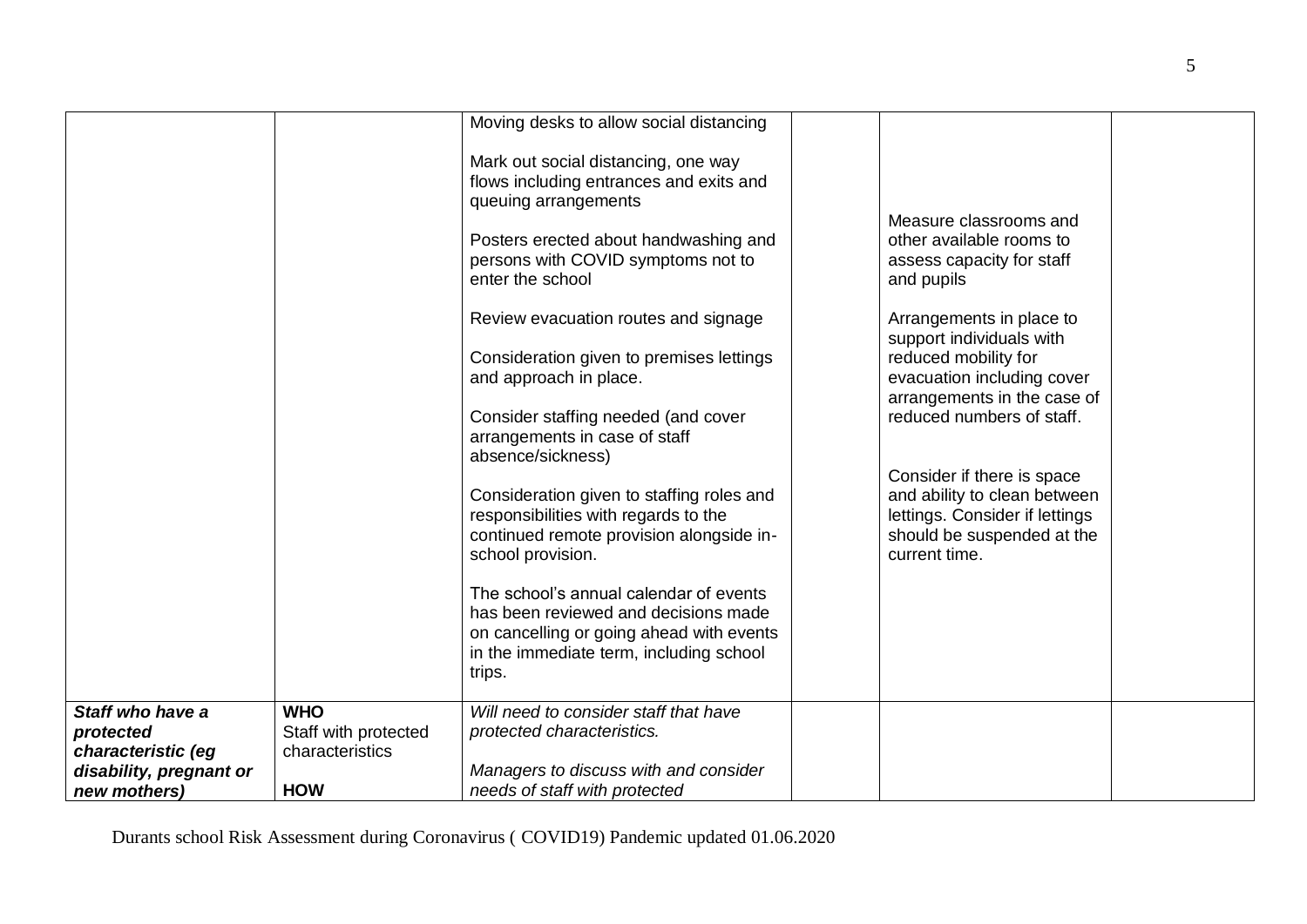| | | | | | |
|---|---|---|---|---|---|
| | | Moving desks to allow social distancing<br><br>Mark out social distancing, one way flows including entrances and exits and queuing arrangements<br><br>Posters erected about handwashing and persons with COVID symptoms not to enter the school<br><br>Review evacuation routes and signage<br><br>Consideration given to premises lettings and approach in place.<br><br>Consider staffing needed (and cover arrangements in case of staff absence/sickness)<br><br>Consideration given to staffing roles and responsibilities with regards to the continued remote provision alongside in-school provision.<br><br>The school's annual calendar of events has been reviewed and decisions made on cancelling or going ahead with events in the immediate term, including school trips. | | Measure classrooms and other available rooms to assess capacity for staff and pupils<br><br>Arrangements in place to support individuals with reduced mobility for evacuation including cover arrangements in the case of reduced numbers of staff.<br><br>Consider if there is space and ability to clean between lettings. Consider if lettings should be suspended at the current time. | |
| ***Staff who have a protected characteristic (eg disability, pregnant or new mothers)*** | **WHO**<br>Staff with protected characteristics<br><br>**HOW** | *Will need to consider staff that have protected characteristics.*<br><br>*Managers to discuss with and consider needs of staff with protected* | | | |

Durants school Risk Assessment during Coronavirus ( COVID19) Pandemic updated 01.06.2020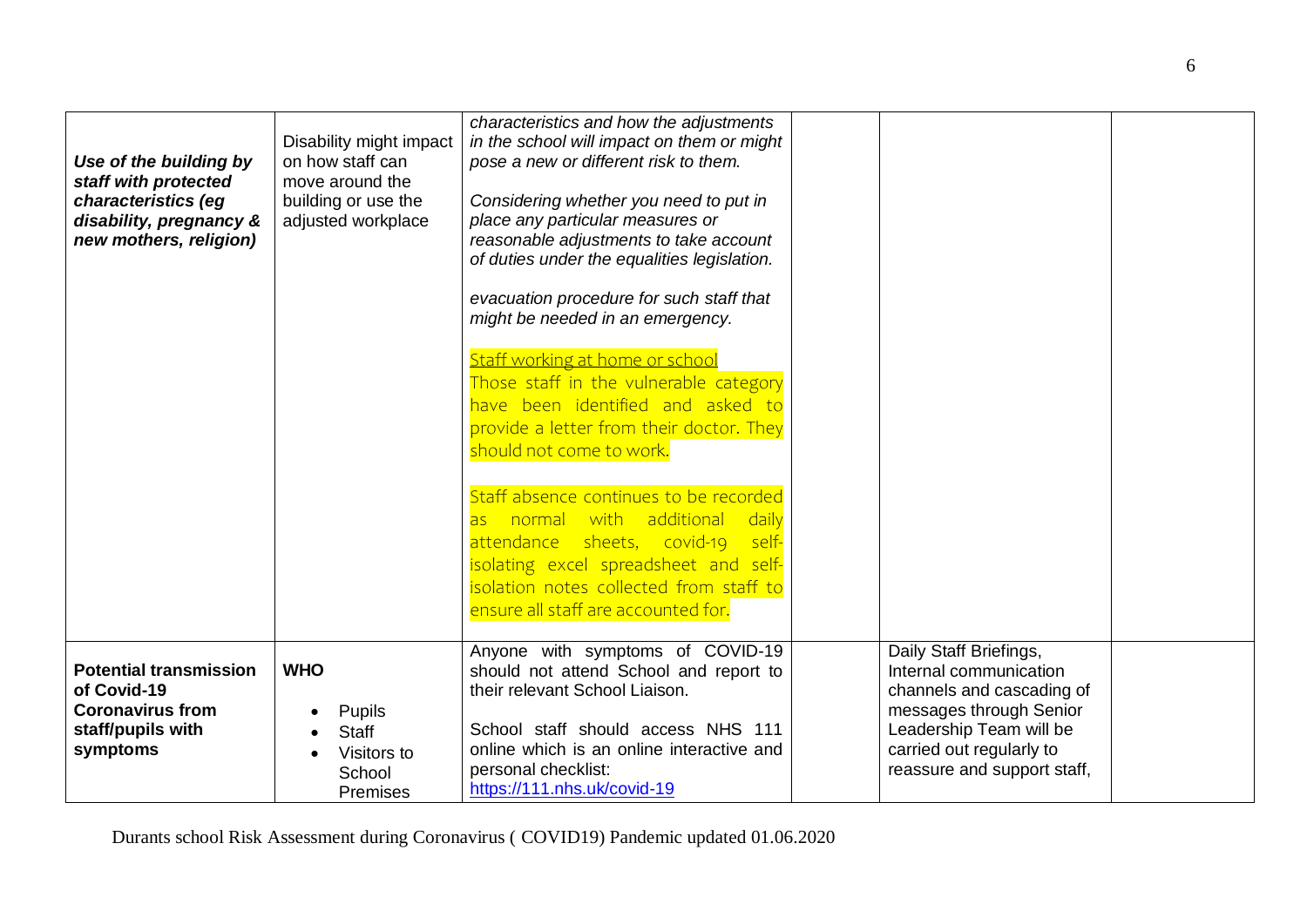| | | | | | |
|---|---|---|---|---|---|
| ***Use of the building by staff with protected characteristics (eg disability, pregnancy & new mothers, religion)*** | Disability might impact on how staff can move around the building or use the adjusted workplace | *characteristics and how the adjustments in the school will impact on them or might pose a new or different risk to them.*<br><br>*Considering whether you need to put in place any particular measures or reasonable adjustments to take account of duties under the equalities legislation.*<br><br>*evacuation procedure for such staff that might be needed in an emergency.*<br><br>Staff working at home or school<br>Those staff in the vulnerable category have been identified and asked to provide a letter from their doctor. They should not come to work.<br><br>Staff absence continues to be recorded as normal with additional daily attendance sheets, covid-19 self-isolating excel spreadsheet and self-isolation notes collected from staff to ensure all staff are accounted for. | | | |
| **Potential transmission of Covid-19 Coronavirus from staff/pupils with symptoms** | **WHO**<br>• Pupils<br>• Staff<br>• Visitors to School Premises | Anyone with symptoms of COVID-19 should not attend School and report to their relevant School Liaison.<br><br>School staff should access NHS 111 online which is an online interactive and personal checklist:<br>https://111.nhs.uk/covid-19 | | Daily Staff Briefings, Internal communication channels and cascading of messages through Senior Leadership Team will be carried out regularly to reassure and support staff, | |

Durants school Risk Assessment during Coronavirus ( COVID19) Pandemic updated 01.06.2020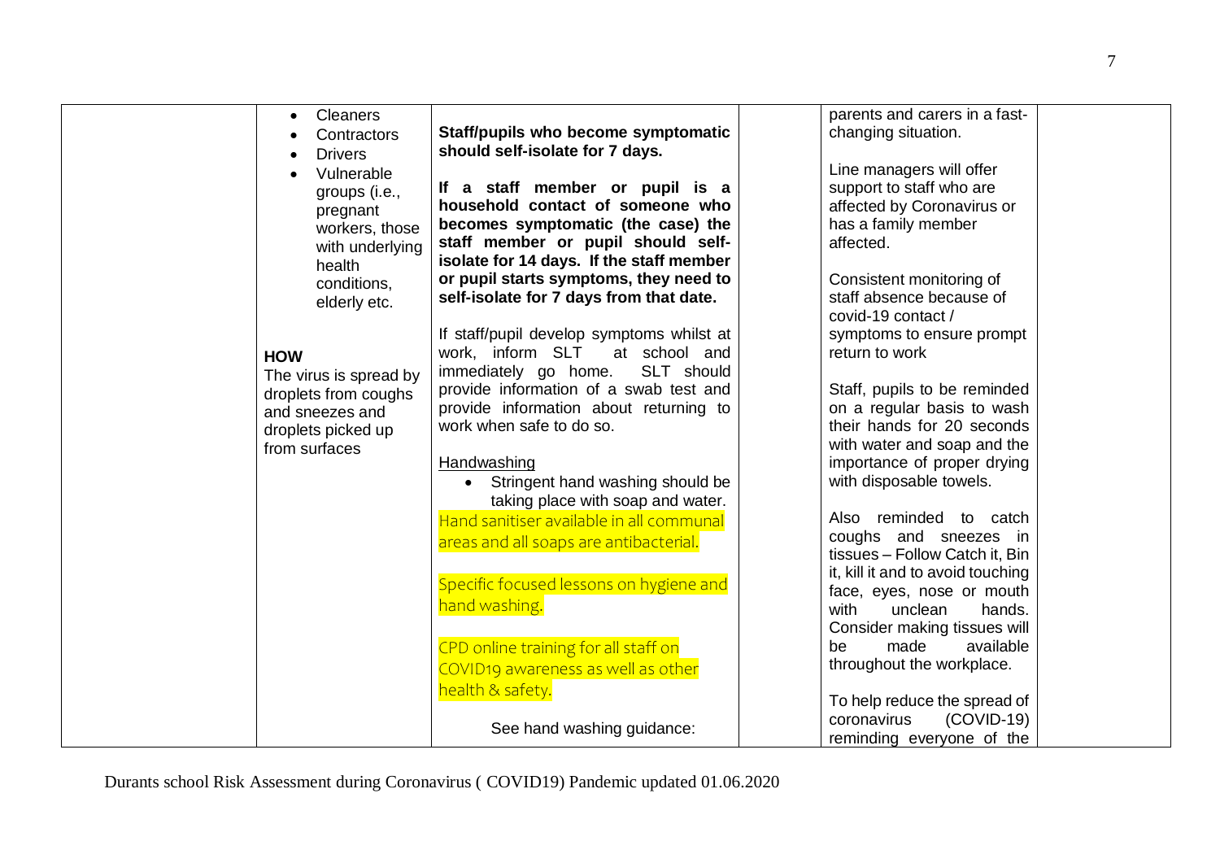| | | | | | |
|---|---|---|---|---|---|
| | <ul><li>Cleaners</li><li>Contractors</li><li>Drivers</li><li>Vulnerable groups (i.e., pregnant workers, those with underlying health conditions, elderly etc.</li></ul><br>**HOW**<br>The virus is spread by droplets from coughs and sneezes and droplets picked up from surfaces | **Staff/pupils who become symptomatic should self-isolate for 7 days.**<br><br>**If a staff member or pupil is a household contact of someone who becomes symptomatic (the case) the staff member or pupil should self-isolate for 14 days. If the staff member or pupil starts symptoms, they need to self-isolate for 7 days from that date.**<br><br>If staff/pupil develop symptoms whilst at work, inform SLT at school and immediately go home. SLT should provide information of a swab test and provide information about returning to work when safe to do so.<br><br>Handwashing<ul><li>Stringent hand washing should be taking place with soap and water.</li></ul>Hand sanitiser available in all communal areas and all soaps are antibacterial.<br><br>Specific focused lessons on hygiene and hand washing.<br><br>CPD online training for all staff on COVID19 awareness as well as other health & safety.<br><br>See hand washing guidance: | | parents and carers in a fast-changing situation.<br><br>Line managers will offer support to staff who are affected by Coronavirus or has a family member affected.<br><br>Consistent monitoring of staff absence because of covid-19 contact / symptoms to ensure prompt return to work<br><br>Staff, pupils to be reminded on a regular basis to wash their hands for 20 seconds with water and soap and the importance of proper drying with disposable towels.<br><br>Also reminded to catch coughs and sneezes in tissues – Follow Catch it, Bin it, kill it and to avoid touching face, eyes, nose or mouth with unclean hands. Consider making tissues will be made available throughout the workplace.<br><br>To help reduce the spread of coronavirus (COVID-19) reminding everyone of the | |

Durants school Risk Assessment during Coronavirus ( COVID19) Pandemic updated 01.06.2020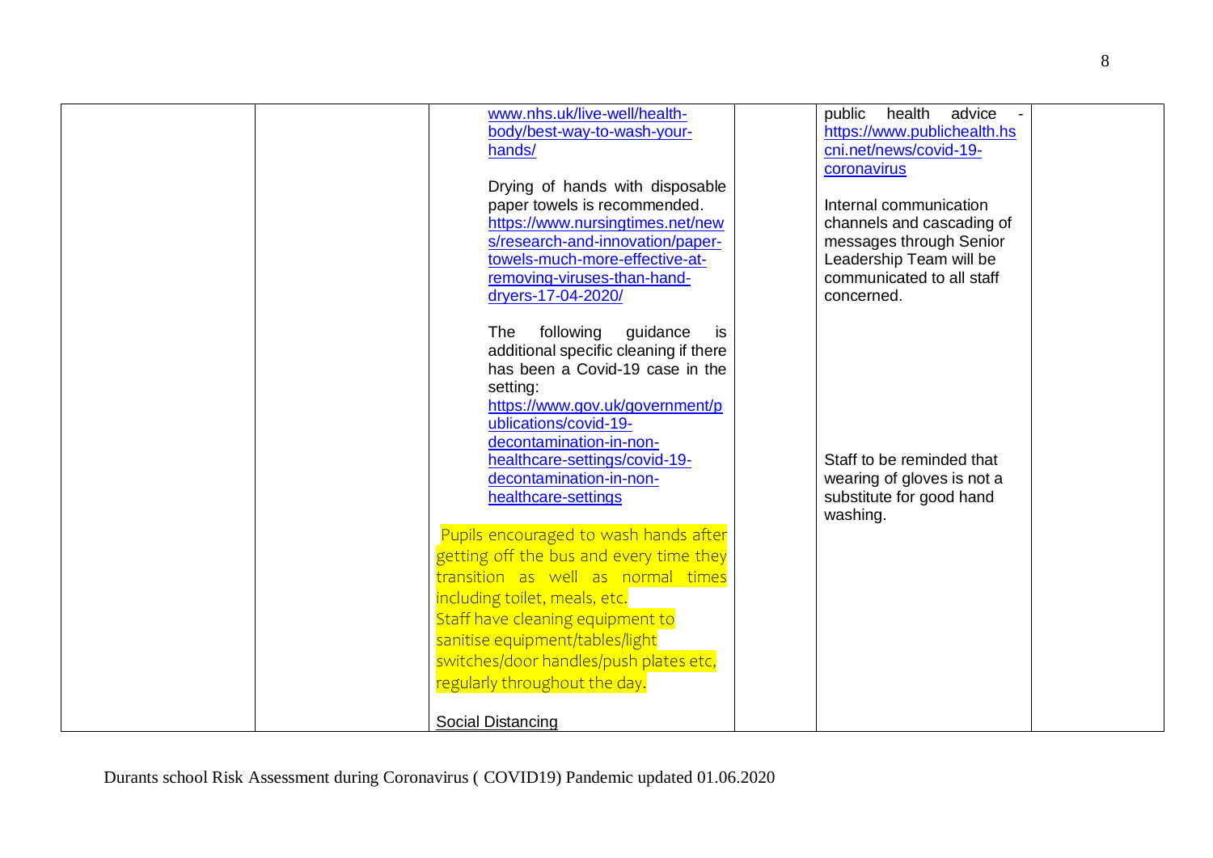| | | | | | |
|---|---|---|---|---|---|
| | | www.nhs.uk/live-well/health-body/best-way-to-wash-your-hands/<br><br>Drying of hands with disposable paper towels is recommended. https://www.nursingtimes.net/news/research-and-innovation/paper-towels-much-more-effective-at-removing-viruses-than-hand-dryers-17-04-2020/<br><br>The following guidance is additional specific cleaning if there has been a Covid-19 case in the setting: https://www.gov.uk/government/publications/covid-19-decontamination-in-non-healthcare-settings/covid-19-decontamination-in-non-healthcare-settings<br><br>Pupils encouraged to wash hands after getting off the bus and every time they transition as well as normal times including toilet, meals, etc.<br>Staff have cleaning equipment to sanitise equipment/tables/light switches/door handles/push plates etc, regularly throughout the day.<br><br>Social Distancing | | public health advice - https://www.publichealth.hscni.net/news/covid-19-coronavirus<br><br>Internal communication channels and cascading of messages through Senior Leadership Team will be communicated to all staff concerned.<br><br>Staff to be reminded that wearing of gloves is not a substitute for good hand washing. | |

Durants school Risk Assessment during Coronavirus ( COVID19) Pandemic updated 01.06.2020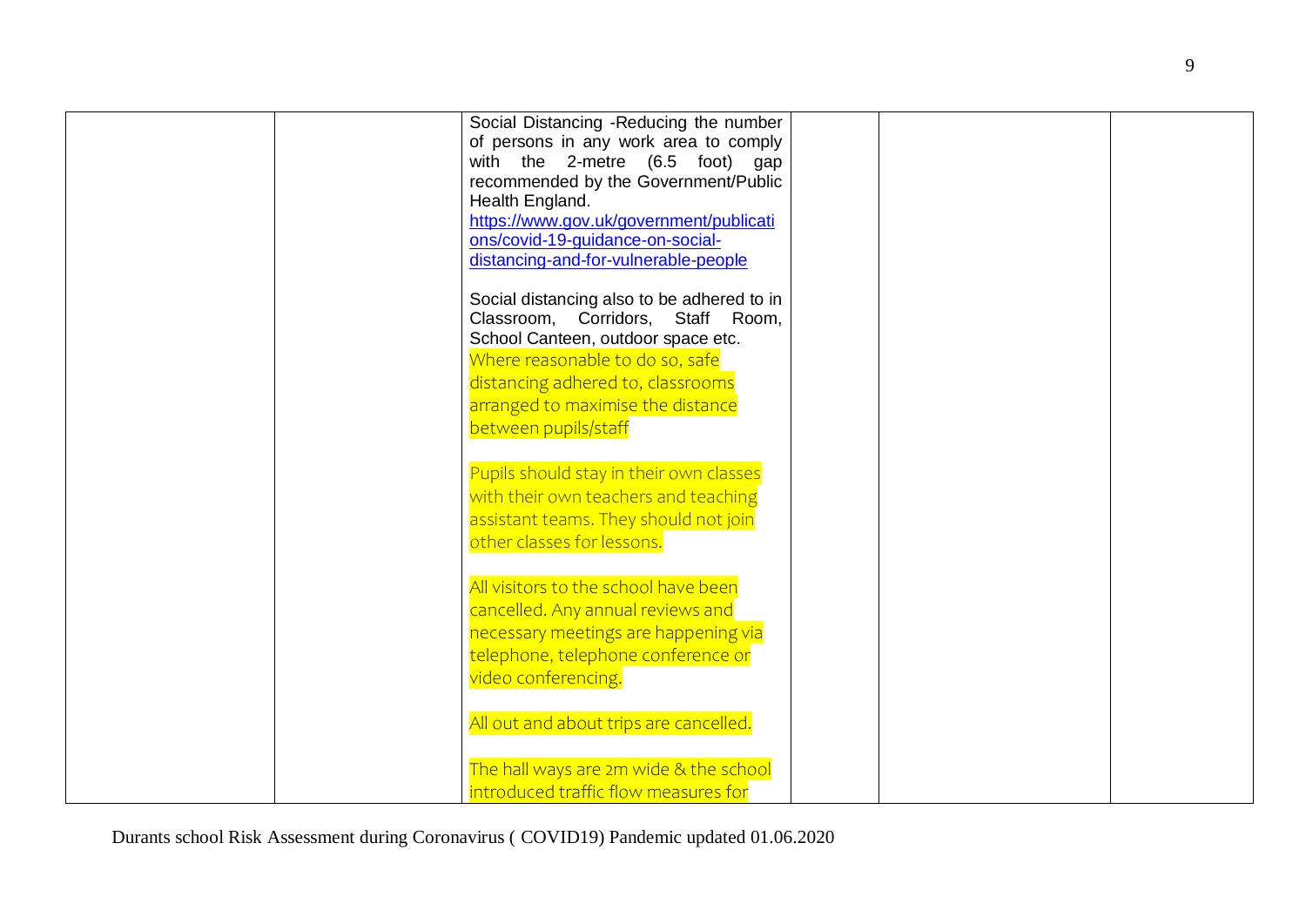| | | | | | |
|---|---|---|---|---|---|
| | | Social Distancing -Reducing the number of persons in any work area to comply with the 2-metre (6.5 foot) gap recommended by the Government/Public Health England.<br>[https://www.gov.uk/government/publications/covid-19-guidance-on-social-distancing-and-for-vulnerable-people](https://www.gov.uk/government/publications/covid-19-guidance-on-social-distancing-and-for-vulnerable-people)<br><br>Social distancing also to be adhered to in Classroom, Corridors, Staff Room, School Canteen, outdoor space etc.<br>Where reasonable to do so, safe distancing adhered to, classrooms arranged to maximise the distance between pupils/staff<br><br>Pupils should stay in their own classes with their own teachers and teaching assistant teams. They should not join other classes for lessons.<br><br>All visitors to the school have been cancelled. Any annual reviews and necessary meetings are happening via telephone, telephone conference or video conferencing.<br><br>All out and about trips are cancelled.<br><br>The hall ways are 2m wide & the school introduced traffic flow measures for | | | |

Durants school Risk Assessment during Coronavirus ( COVID19) Pandemic updated 01.06.2020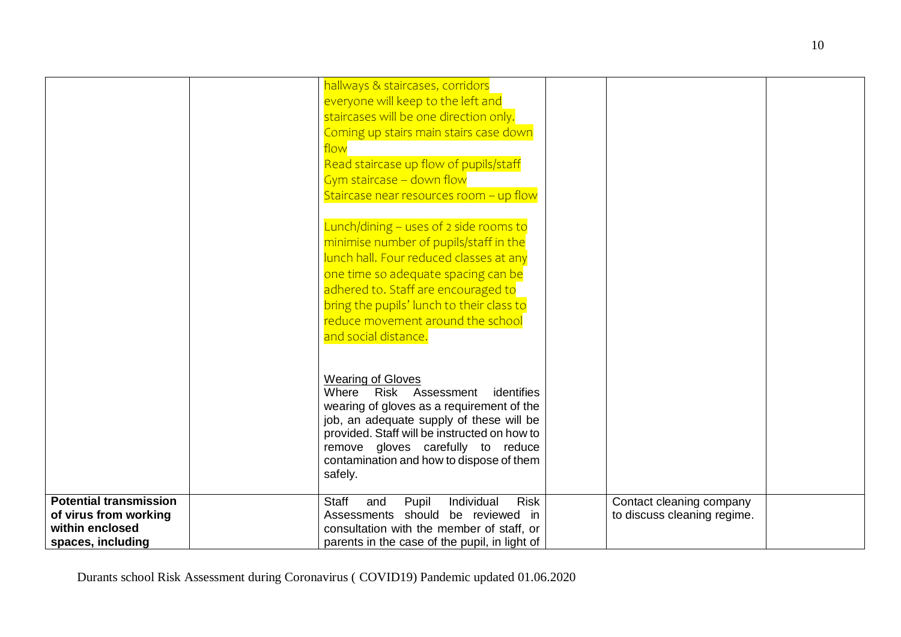| | | | | | |
|---|---|---|---|---|---|
| | | hallways & staircases, corridors everyone will keep to the left and staircases will be one direction only. Coming up stairs main stairs case down flow<br>Read staircase up flow of pupils/staff<br>Gym staircase – down flow<br>Staircase near resources room – up flow<br><br>Lunch/dining – uses of 2 side rooms to minimise number of pupils/staff in the lunch hall. Four reduced classes at any one time so adequate spacing can be adhered to. Staff are encouraged to bring the pupils' lunch to their class to reduce movement around the school and social distance.<br><br><u>Wearing of Gloves</u><br>Where Risk Assessment identifies wearing of gloves as a requirement of the job, an adequate supply of these will be provided. Staff will be instructed on how to remove gloves carefully to reduce contamination and how to dispose of them safely. | | | |
| **Potential transmission of virus from working within enclosed spaces, including** | | Staff and Pupil Individual Risk Assessments should be reviewed in consultation with the member of staff, or parents in the case of the pupil, in light of | | Contact cleaning company to discuss cleaning regime. | |

Durants school Risk Assessment during Coronavirus ( COVID19) Pandemic updated 01.06.2020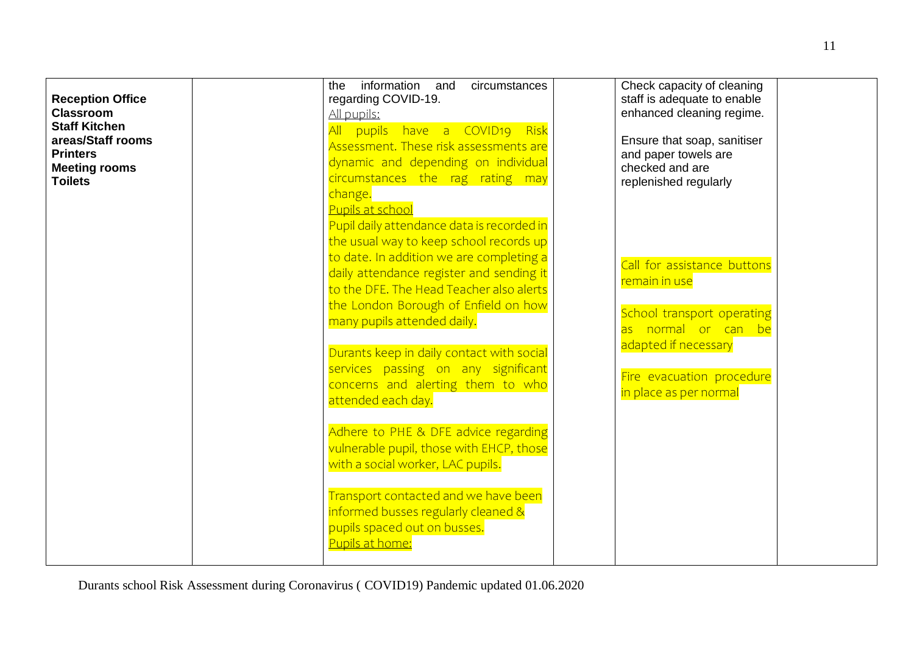| | | | | | |
|---|---|---|---|---|---|
| **Reception Office**<br>**Classroom**<br>**Staff Kitchen areas/Staff rooms**<br>**Printers**<br>**Meeting rooms**<br>**Toilets** | | the information and circumstances regarding COVID-19.<br>All pupils:<br>All pupils have a COVID19 Risk Assessment. These risk assessments are dynamic and depending on individual circumstances the rag rating may change.<br>Pupils at school<br>Pupil daily attendance data is recorded in the usual way to keep school records up to date. In addition we are completing a daily attendance register and sending it to the DFE. The Head Teacher also alerts the London Borough of Enfield on how many pupils attended daily.<br><br>Durants keep in daily contact with social services passing on any significant concerns and alerting them to who attended each day.<br><br>Adhere to PHE & DFE advice regarding vulnerable pupil, those with EHCP, those with a social worker, LAC pupils.<br><br>Transport contacted and we have been informed busses regularly cleaned & pupils spaced out on busses.<br>Pupils at home: | | Check capacity of cleaning staff is adequate to enable enhanced cleaning regime.<br><br>Ensure that soap, sanitiser and paper towels are checked and are replenished regularly<br><br>Call for assistance buttons remain in use<br><br>School transport operating as normal or can be adapted if necessary<br><br>Fire evacuation procedure in place as per normal | |

Durants school Risk Assessment during Coronavirus ( COVID19) Pandemic updated 01.06.2020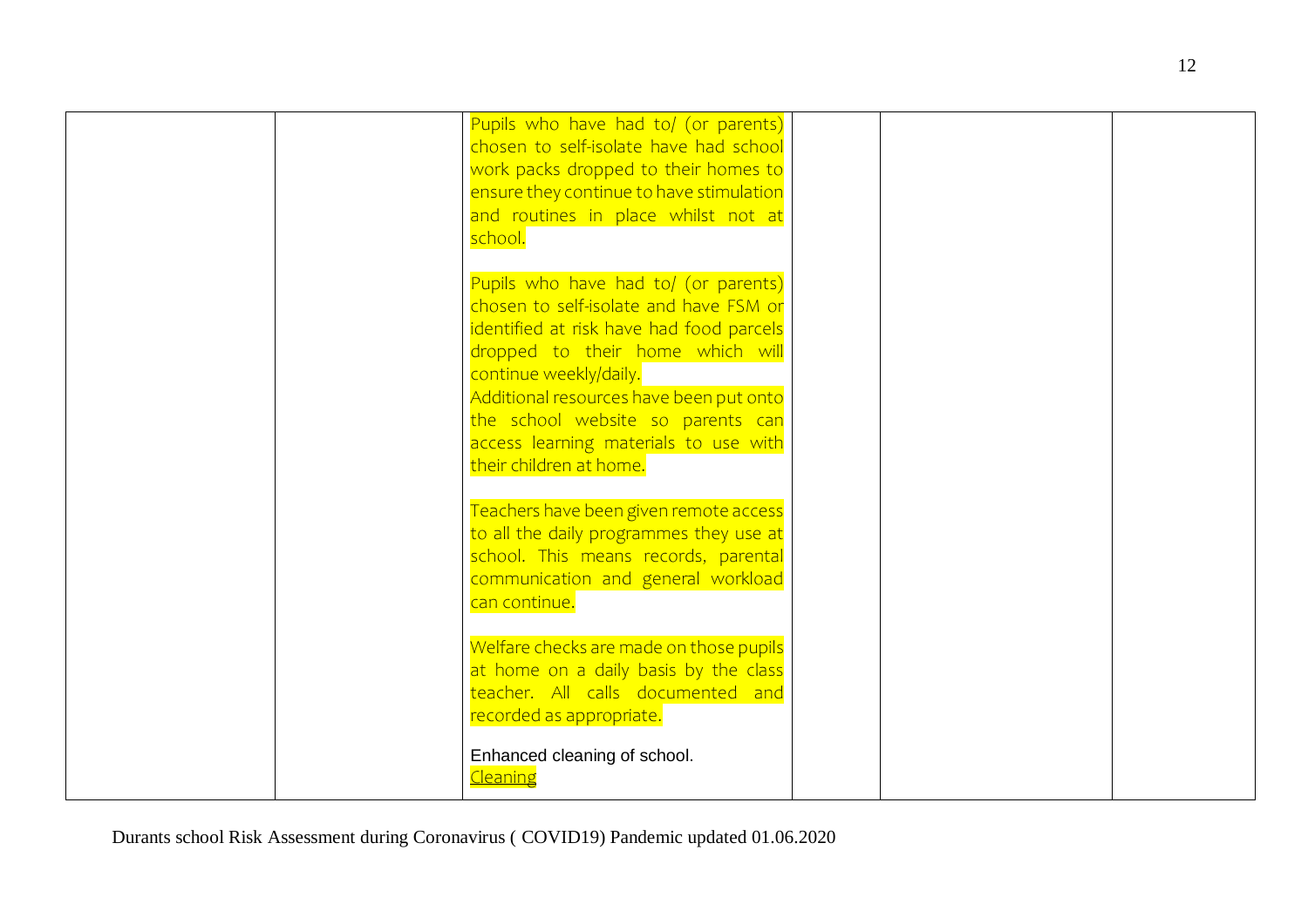| | | | | | |
|---|---|---|---|---|---|
| | | Pupils who have had to/ (or parents) chosen to self-isolate have had school work packs dropped to their homes to ensure they continue to have stimulation and routines in place whilst not at school.<br><br>Pupils who have had to/ (or parents) chosen to self-isolate and have FSM or identified at risk have had food parcels dropped to their home which will continue weekly/daily.<br>Additional resources have been put onto the school website so parents can access learning materials to use with their children at home.<br><br>Teachers have been given remote access to all the daily programmes they use at school. This means records, parental communication and general workload can continue.<br><br>Welfare checks are made on those pupils at home on a daily basis by the class teacher. All calls documented and recorded as appropriate.<br><br>Enhanced cleaning of school.<br>Cleaning | | | |

Durants school Risk Assessment during Coronavirus ( COVID19) Pandemic updated 01.06.2020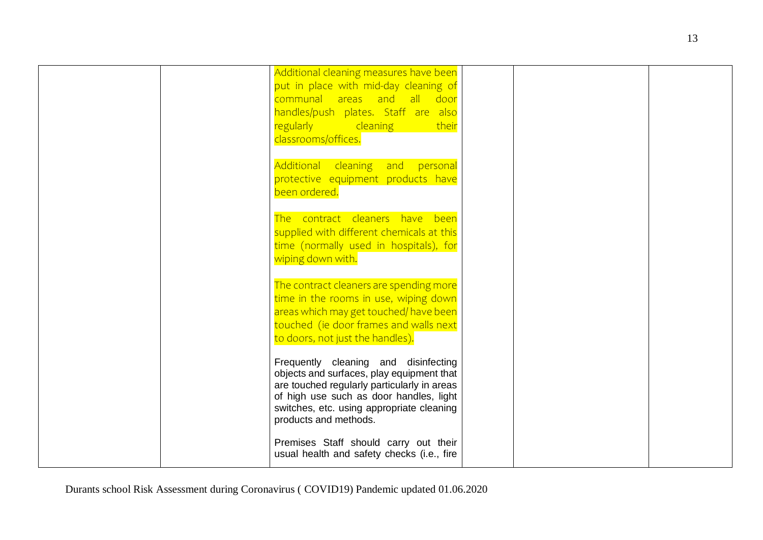| | | | | | |
|---|---|---|---|---|---|
| | | Additional cleaning measures have been put in place with mid-day cleaning of communal areas and all door handles/push plates. Staff are also regularly cleaning their classrooms/offices.<br><br>Additional cleaning and personal protective equipment products have been ordered.<br><br>The contract cleaners have been supplied with different chemicals at this time (normally used in hospitals), for wiping down with.<br><br>The contract cleaners are spending more time in the rooms in use, wiping down areas which may get touched/ have been touched (ie door frames and walls next to doors, not just the handles).<br><br>Frequently cleaning and disinfecting objects and surfaces, play equipment that are touched regularly particularly in areas of high use such as door handles, light switches, etc. using appropriate cleaning products and methods.<br><br>Premises Staff should carry out their usual health and safety checks (i.e., fire | | | |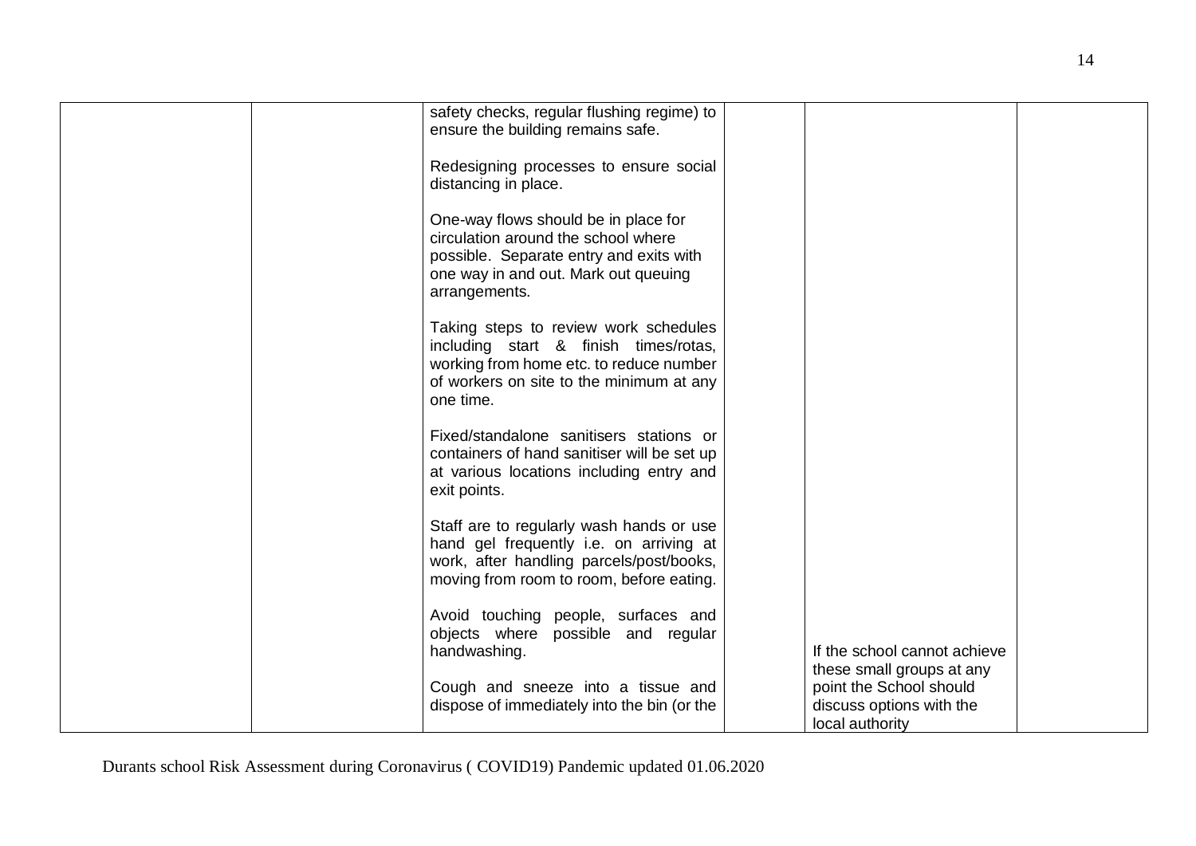| | | | | | |
|---|---|---|---|---|---|
| | | safety checks, regular flushing regime) to ensure the building remains safe.<br><br>Redesigning processes to ensure social distancing in place.<br><br>One-way flows should be in place for circulation around the school where possible. Separate entry and exits with one way in and out. Mark out queuing arrangements.<br><br>Taking steps to review work schedules including start & finish times/rotas, working from home etc. to reduce number of workers on site to the minimum at any one time.<br><br>Fixed/standalone sanitisers stations or containers of hand sanitiser will be set up at various locations including entry and exit points.<br><br>Staff are to regularly wash hands or use hand gel frequently i.e. on arriving at work, after handling parcels/post/books, moving from room to room, before eating.<br><br>Avoid touching people, surfaces and objects where possible and regular handwashing.<br><br>Cough and sneeze into a tissue and dispose of immediately into the bin (or the | | If the school cannot achieve these small groups at any point the School should discuss options with the local authority | |

Durants school Risk Assessment during Coronavirus ( COVID19) Pandemic updated 01.06.2020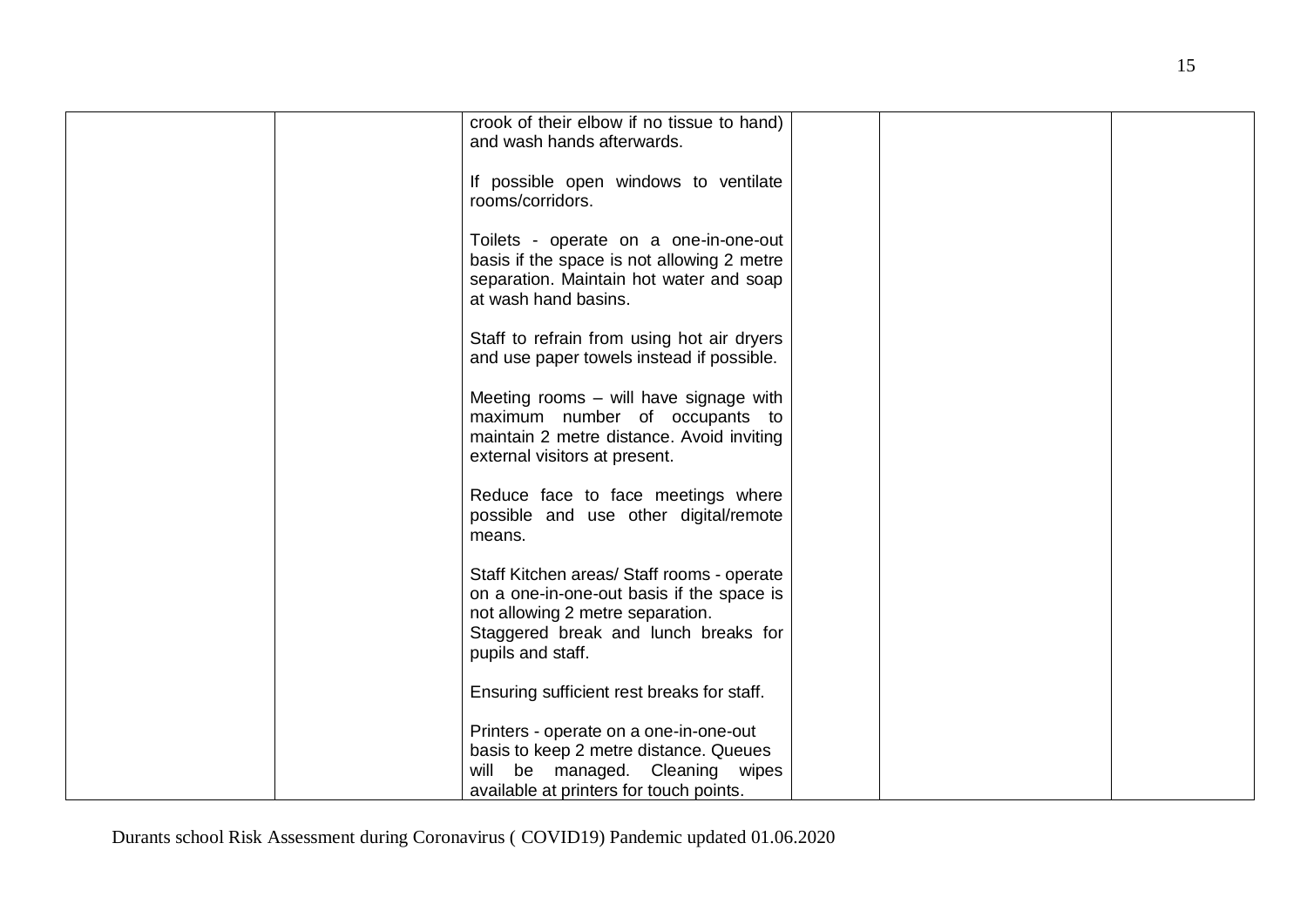|  |  |  |  |  |  |
|---|---|---|---|---|---|
|  |  | crook of their elbow if no tissue to hand) and wash hands afterwards.<br><br>If possible open windows to ventilate rooms/corridors.<br><br>Toilets - operate on a one-in-one-out basis if the space is not allowing 2 metre separation. Maintain hot water and soap at wash hand basins.<br><br>Staff to refrain from using hot air dryers and use paper towels instead if possible.<br><br>Meeting rooms – will have signage with maximum number of occupants to maintain 2 metre distance. Avoid inviting external visitors at present.<br><br>Reduce face to face meetings where possible and use other digital/remote means.<br><br>Staff Kitchen areas/ Staff rooms - operate on a one-in-one-out basis if the space is not allowing 2 metre separation.<br>Staggered break and lunch breaks for pupils and staff.<br><br>Ensuring sufficient rest breaks for staff.<br><br>Printers - operate on a one-in-one-out basis to keep 2 metre distance. Queues will be managed. Cleaning wipes available at printers for touch points. |  |  |  |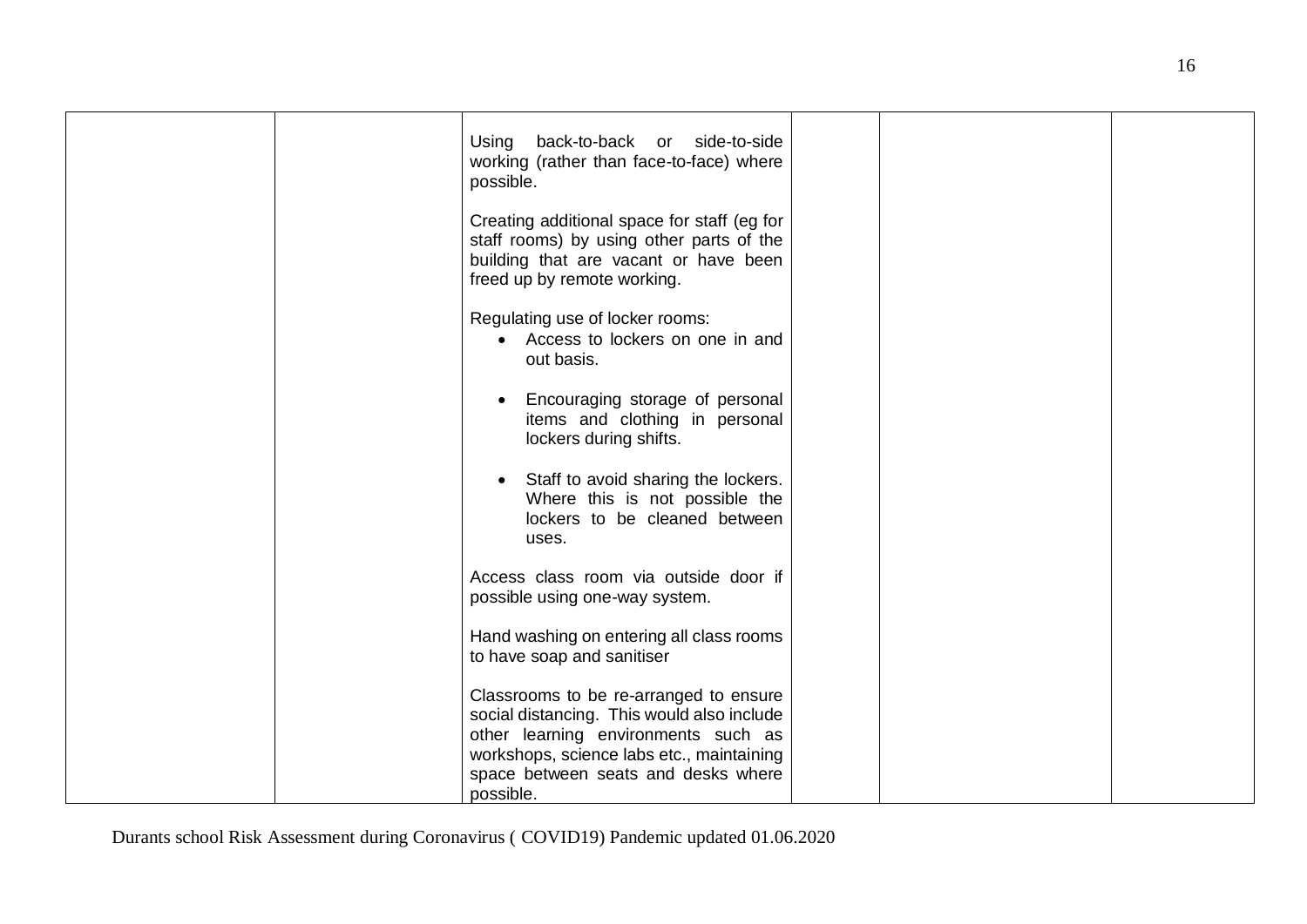|  |  |  |  |  |  |
|---|---|---|---|---|---|
|  |  | Using back-to-back or side-to-side working (rather than face-to-face) where possible.<br><br>Creating additional space for staff (eg for staff rooms) by using other parts of the building that are vacant or have been freed up by remote working.<br><br>Regulating use of locker rooms:<br>• Access to lockers on one in and out basis.<br>• Encouraging storage of personal items and clothing in personal lockers during shifts.<br>• Staff to avoid sharing the lockers. Where this is not possible the lockers to be cleaned between uses.<br><br>Access class room via outside door if possible using one-way system.<br><br>Hand washing on entering all class rooms to have soap and sanitiser<br><br>Classrooms to be re-arranged to ensure social distancing. This would also include other learning environments such as workshops, science labs etc., maintaining space between seats and desks where possible. |  |  |  |

Durants school Risk Assessment during Coronavirus ( COVID19) Pandemic updated 01.06.2020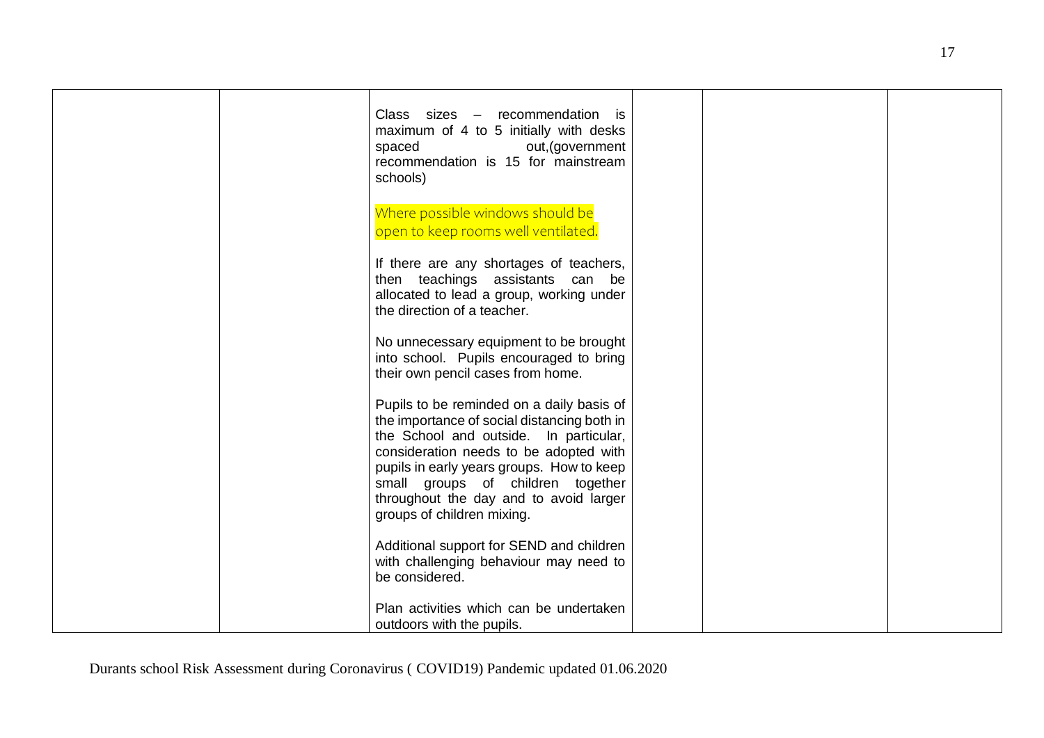| | | | | | |
|---|---|---|---|---|---|
| | | Class sizes – recommendation is maximum of 4 to 5 initially with desks spaced out,(government recommendation is 15 for mainstream schools)<br><br>Where possible windows should be open to keep rooms well ventilated.<br><br>If there are any shortages of teachers, then teachings assistants can be allocated to lead a group, working under the direction of a teacher.<br><br>No unnecessary equipment to be brought into school. Pupils encouraged to bring their own pencil cases from home.<br><br>Pupils to be reminded on a daily basis of the importance of social distancing both in the School and outside. In particular, consideration needs to be adopted with pupils in early years groups. How to keep small groups of children together throughout the day and to avoid larger groups of children mixing.<br><br>Additional support for SEND and children with challenging behaviour may need to be considered.<br><br>Plan activities which can be undertaken outdoors with the pupils. | | | |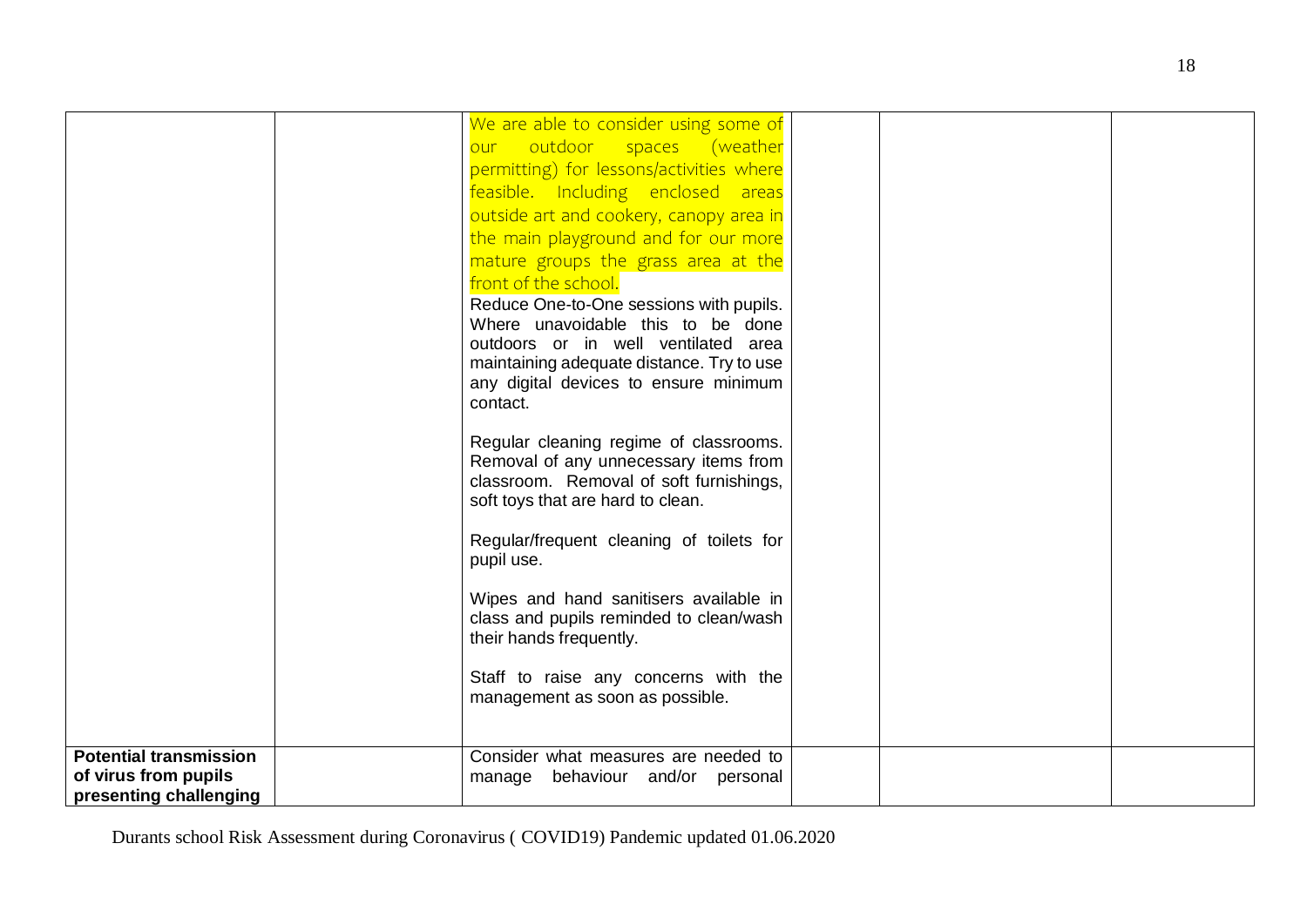| | | | | | |
|---|---|---|---|---|---|
| | | We are able to consider using some of our outdoor spaces (weather permitting) for lessons/activities where feasible. Including enclosed areas outside art and cookery, canopy area in the main playground and for our more mature groups the grass area at the front of the school.<br>Reduce One-to-One sessions with pupils. Where unavoidable this to be done outdoors or in well ventilated area maintaining adequate distance. Try to use any digital devices to ensure minimum contact.<br><br>Regular cleaning regime of classrooms. Removal of any unnecessary items from classroom. Removal of soft furnishings, soft toys that are hard to clean.<br><br>Regular/frequent cleaning of toilets for pupil use.<br><br>Wipes and hand sanitisers available in class and pupils reminded to clean/wash their hands frequently.<br><br>Staff to raise any concerns with the management as soon as possible. | | | |
| **Potential transmission of virus from pupils presenting challenging** | | Consider what measures are needed to manage behaviour and/or personal | | | |

Durants school Risk Assessment during Coronavirus ( COVID19) Pandemic updated 01.06.2020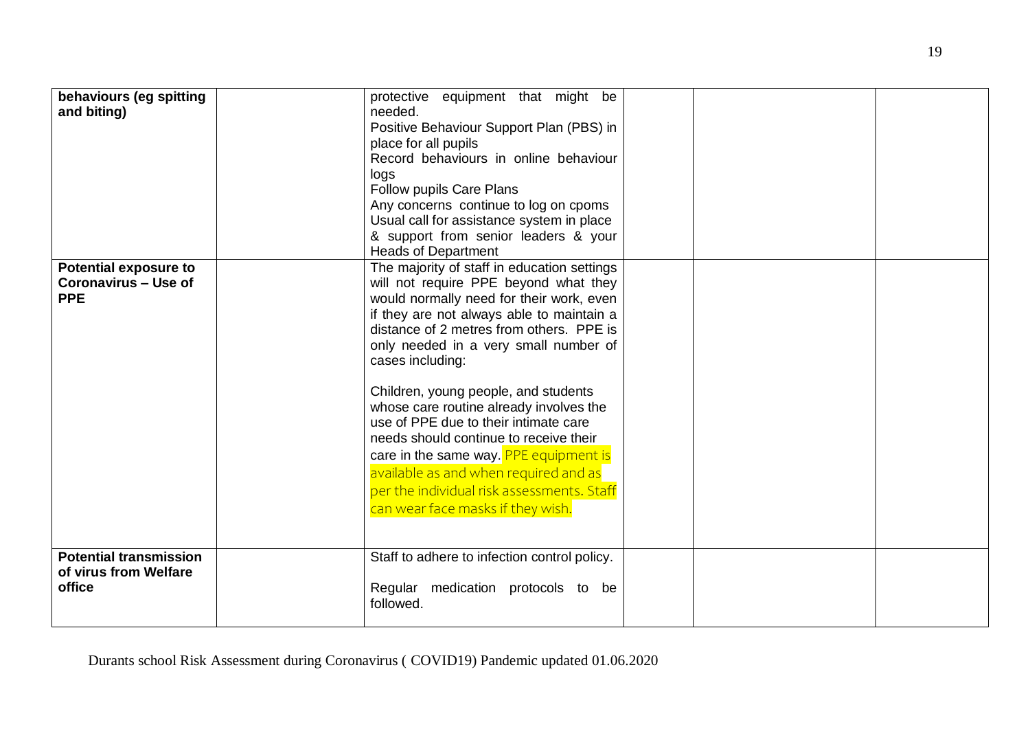| | | | | | |
|---|---|---|---|---|---|
| **behaviours (eg spitting and biting)** | | protective equipment that might be needed.<br>Positive Behaviour Support Plan (PBS) in place for all pupils<br>Record behaviours in online behaviour logs<br>Follow pupils Care Plans<br>Any concerns continue to log on cpoms<br>Usual call for assistance system in place & support from senior leaders & your Heads of Department | | | |
| **Potential exposure to Coronavirus – Use of PPE** | | The majority of staff in education settings will not require PPE beyond what they would normally need for their work, even if they are not always able to maintain a distance of 2 metres from others. PPE is only needed in a very small number of cases including:<br><br>Children, young people, and students whose care routine already involves the use of PPE due to their intimate care needs should continue to receive their care in the same way. PPE equipment is available as and when required and as per the individual risk assessments. Staff can wear face masks if they wish. | | | |
| **Potential transmission of virus from Welfare office** | | Staff to adhere to infection control policy.<br><br>Regular medication protocols to be followed. | | | |

Durants school Risk Assessment during Coronavirus ( COVID19) Pandemic updated 01.06.2020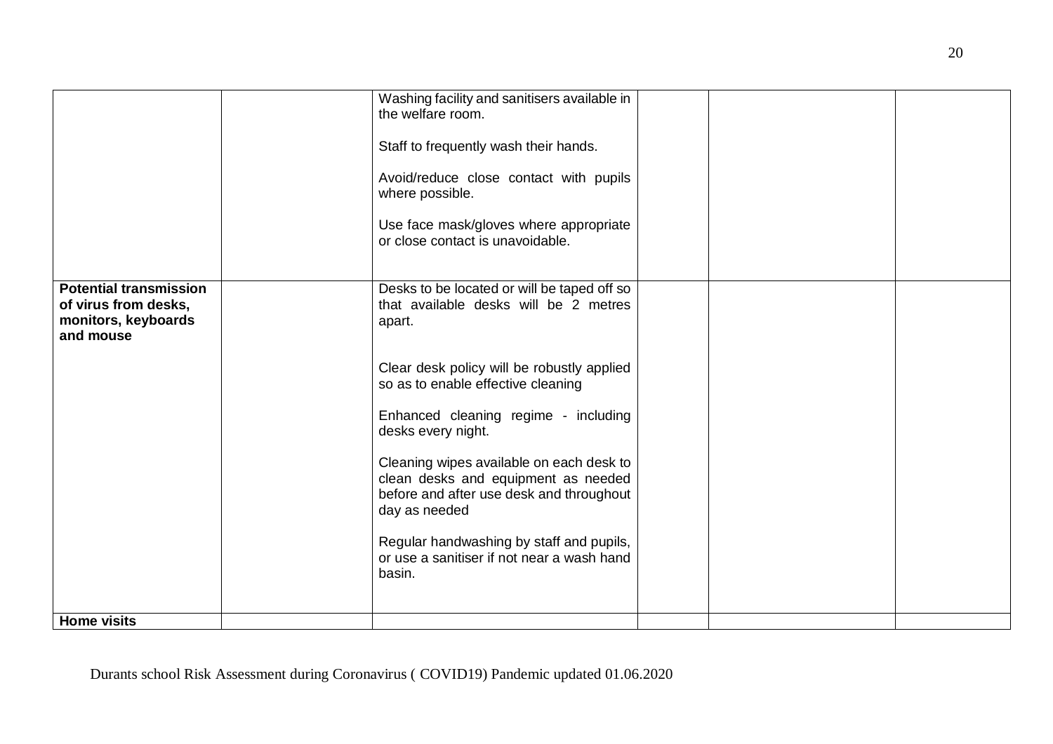| | | | | | |
|---|---|---|---|---|---|
| | | Washing facility and sanitisers available in the welfare room.<br><br>Staff to frequently wash their hands.<br><br>Avoid/reduce close contact with pupils where possible.<br><br>Use face mask/gloves where appropriate or close contact is unavoidable. | | | |
| **Potential transmission of virus from desks, monitors, keyboards and mouse** | | Desks to be located or will be taped off so that available desks will be 2 metres apart.<br><br>Clear desk policy will be robustly applied so as to enable effective cleaning<br><br>Enhanced cleaning regime - including desks every night.<br><br>Cleaning wipes available on each desk to clean desks and equipment as needed before and after use desk and throughout day as needed<br><br>Regular handwashing by staff and pupils, or use a sanitiser if not near a wash hand basin. | | | |
| **Home visits** | | | | | |

Durants school Risk Assessment during Coronavirus ( COVID19) Pandemic updated 01.06.2020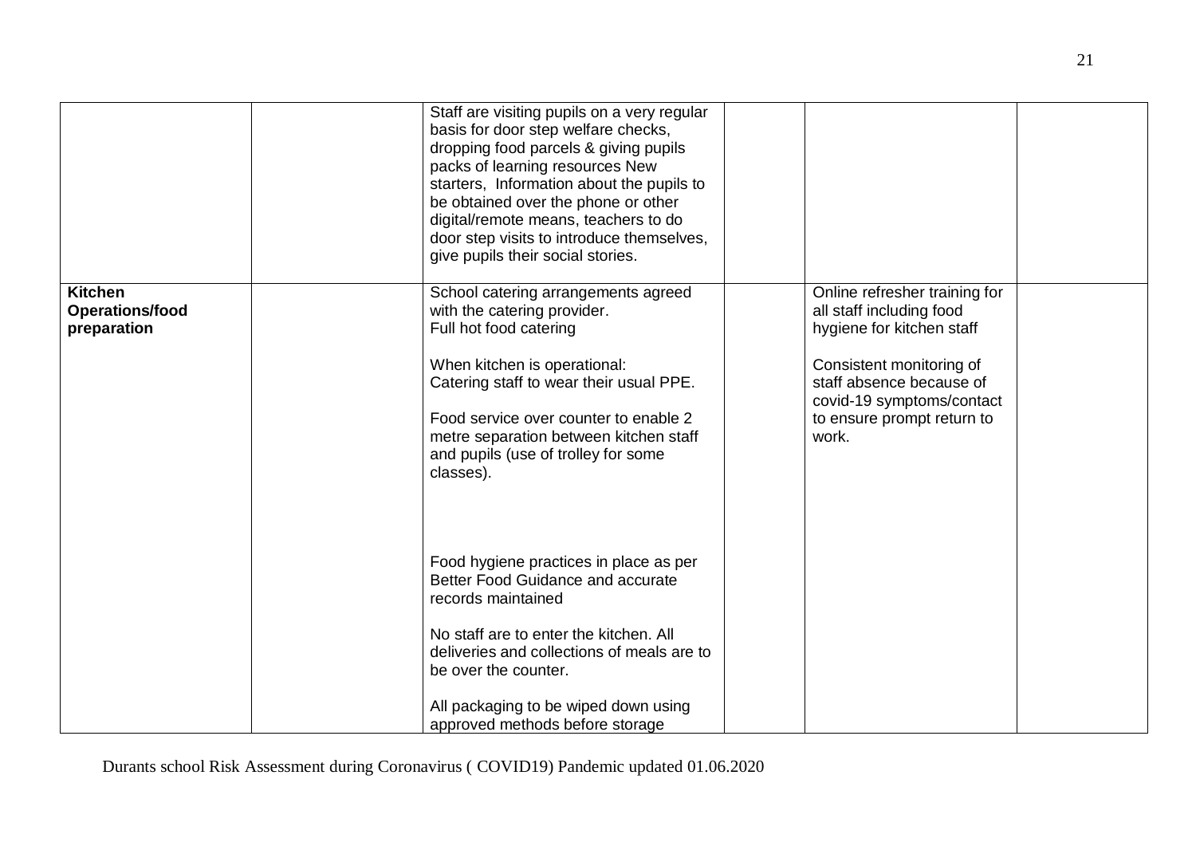| | | | | | |
|---|---|---|---|---|---|
| | | Staff are visiting pupils on a very regular basis for door step welfare checks, dropping food parcels & giving pupils packs of learning resources New starters, Information about the pupils to be obtained over the phone or other digital/remote means, teachers to do door step visits to introduce themselves, give pupils their social stories. | | | |
| **Kitchen Operations/food preparation** | | School catering arrangements agreed with the catering provider.<br>Full hot food catering<br><br>When kitchen is operational:<br>Catering staff to wear their usual PPE.<br><br>Food service over counter to enable 2 metre separation between kitchen staff and pupils (use of trolley for some classes).<br><br>Food hygiene practices in place as per Better Food Guidance and accurate records maintained<br><br>No staff are to enter the kitchen. All deliveries and collections of meals are to be over the counter.<br><br>All packaging to be wiped down using approved methods before storage | | Online refresher training for all staff including food hygiene for kitchen staff<br><br>Consistent monitoring of staff absence because of covid-19 symptoms/contact to ensure prompt return to work. | |

Durants school Risk Assessment during Coronavirus ( COVID19) Pandemic updated 01.06.2020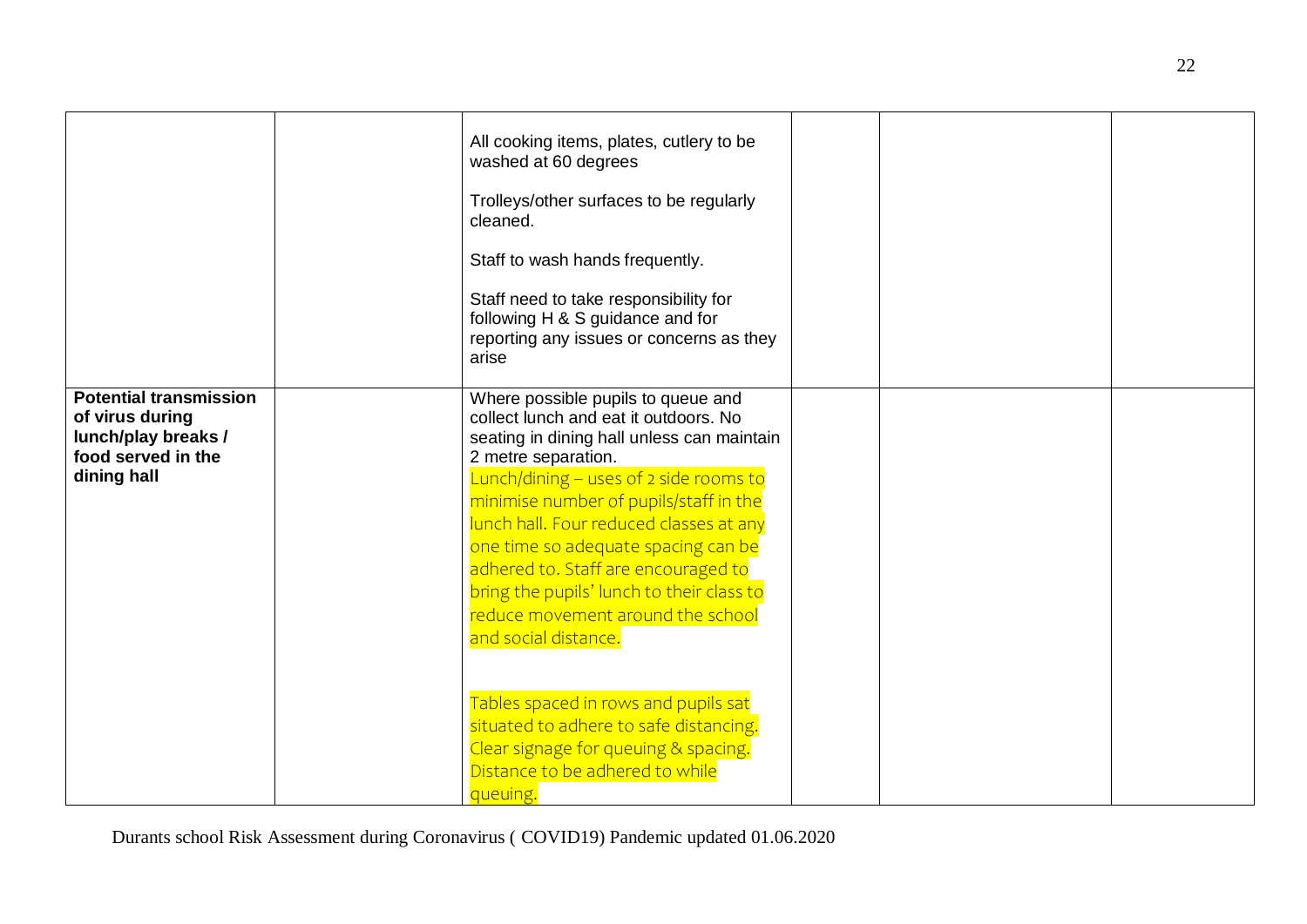|  |  |  |  |  |  |
|---|---|---|---|---|---|
|  |  | All cooking items, plates, cutlery to be washed at 60 degrees<br><br>Trolleys/other surfaces to be regularly cleaned.<br><br>Staff to wash hands frequently.<br><br>Staff need to take responsibility for following H & S guidance and for reporting any issues or concerns as they arise |  |  |  |
| **Potential transmission of virus during lunch/play breaks / food served in the dining hall** |  | Where possible pupils to queue and collect lunch and eat it outdoors. No seating in dining hall unless can maintain 2 metre separation.<br>Lunch/dining – uses of 2 side rooms to minimise number of pupils/staff in the lunch hall. Four reduced classes at any one time so adequate spacing can be adhered to. Staff are encouraged to bring the pupils' lunch to their class to reduce movement around the school and social distance.<br><br>Tables spaced in rows and pupils sat situated to adhere to safe distancing. Clear signage for queuing & spacing. Distance to be adhered to while queuing. |  |  |  |

Durants school Risk Assessment during Coronavirus ( COVID19) Pandemic updated 01.06.2020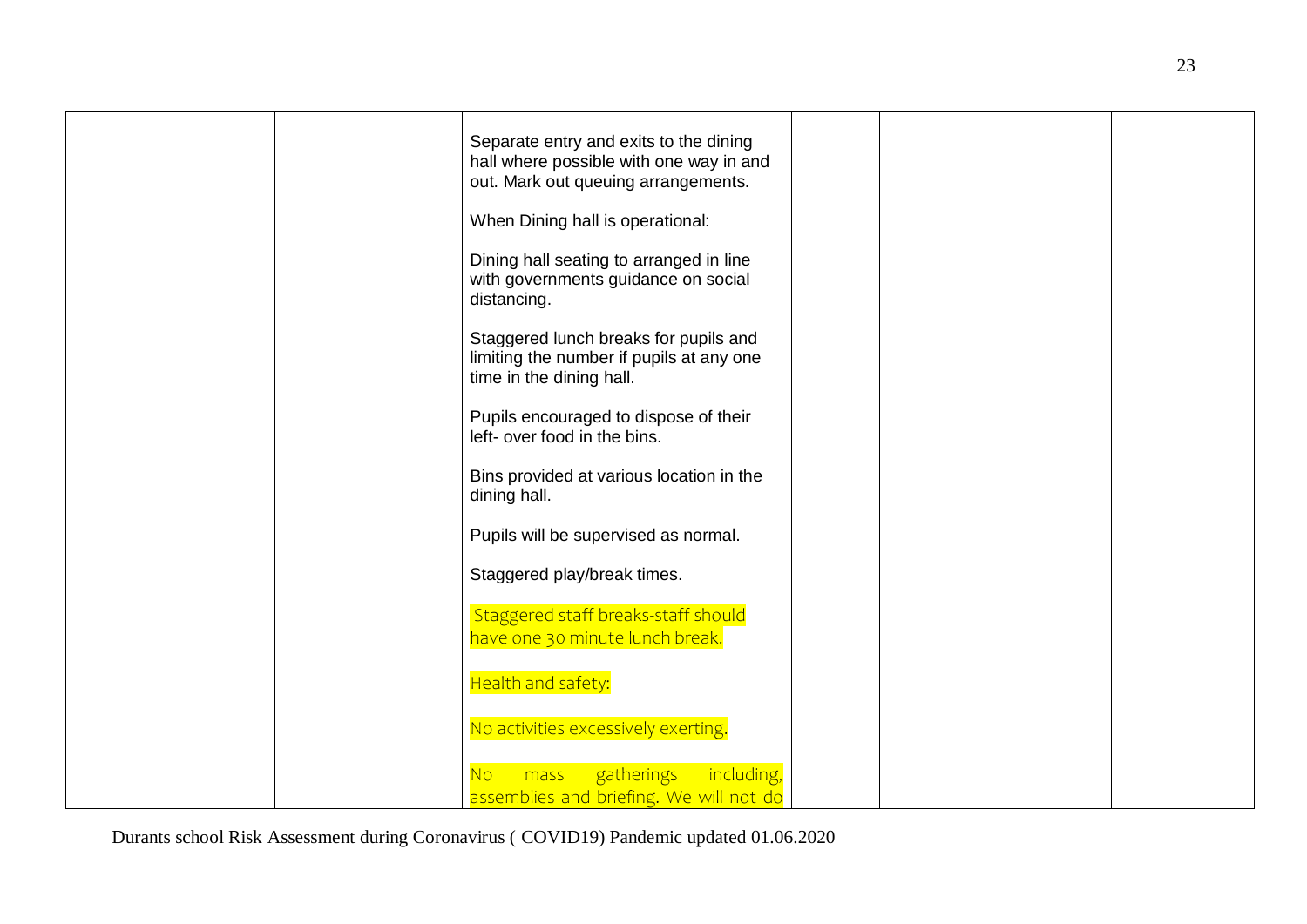|  |  |  |  |  |  |
|---|---|---|---|---|---|
|  |  | Separate entry and exits to the dining hall where possible with one way in and out. Mark out queuing arrangements.<br><br>When Dining hall is operational:<br><br>Dining hall seating to arranged in line with governments guidance on social distancing.<br><br>Staggered lunch breaks for pupils and limiting the number if pupils at any one time in the dining hall.<br><br>Pupils encouraged to dispose of their left- over food in the bins.<br><br>Bins provided at various location in the dining hall.<br><br>Pupils will be supervised as normal.<br><br>Staggered play/break times.<br><br>Staggered staff breaks-staff should have one 30 minute lunch break.<br><br><u>Health and safety:</u><br><br>No activities excessively exerting.<br><br>No mass gatherings including, assemblies and briefing. We will not do |  |  |  |

Durants school Risk Assessment during Coronavirus ( COVID19) Pandemic updated 01.06.2020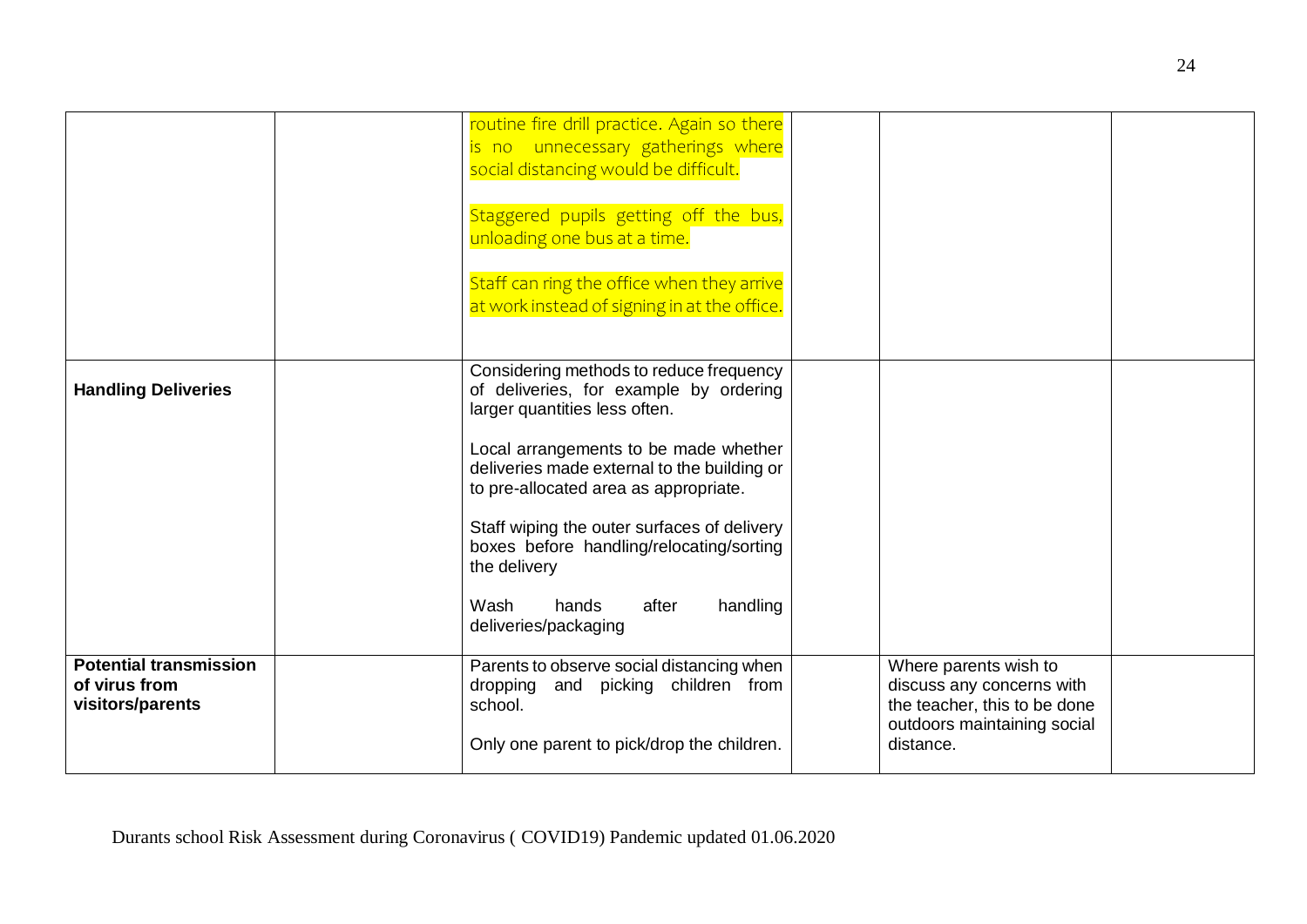| | | | | | |
|---|---|---|---|---|---|
| | | routine fire drill practice. Again so there is no unnecessary gatherings where social distancing would be difficult.<br><br>Staggered pupils getting off the bus, unloading one bus at a time.<br><br>Staff can ring the office when they arrive at work instead of signing in at the office. | | | |
| **Handling Deliveries** | | Considering methods to reduce frequency of deliveries, for example by ordering larger quantities less often.<br><br>Local arrangements to be made whether deliveries made external to the building or to pre-allocated area as appropriate.<br><br>Staff wiping the outer surfaces of delivery boxes before handling/relocating/sorting the delivery<br><br>Wash hands after handling deliveries/packaging | | | |
| **Potential transmission of virus from visitors/parents** | | Parents to observe social distancing when dropping and picking children from school.<br><br>Only one parent to pick/drop the children. | | Where parents wish to discuss any concerns with the teacher, this to be done outdoors maintaining social distance. | |

Durants school Risk Assessment during Coronavirus ( COVID19) Pandemic updated 01.06.2020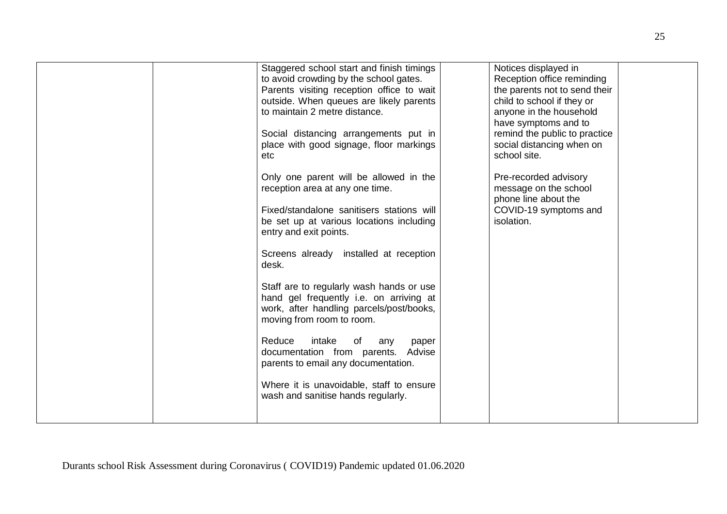|  |  |  |  |  |  |
|---|---|---|---|---|---|
|  |  | Staggered school start and finish timings to avoid crowding by the school gates.<br>Parents visiting reception office to wait outside. When queues are likely parents to maintain 2 metre distance.<br><br>Social distancing arrangements put in place with good signage, floor markings etc<br><br>Only one parent will be allowed in the reception area at any one time.<br><br>Fixed/standalone sanitisers stations will be set up at various locations including entry and exit points.<br><br>Screens already installed at reception desk.<br><br>Staff are to regularly wash hands or use hand gel frequently i.e. on arriving at work, after handling parcels/post/books, moving from room to room.<br><br>Reduce intake of any paper documentation from parents. Advise parents to email any documentation.<br><br>Where it is unavoidable, staff to ensure wash and sanitise hands regularly. |  | Notices displayed in Reception office reminding the parents not to send their child to school if they or anyone in the household have symptoms and to remind the public to practice social distancing when on school site.<br><br>Pre-recorded advisory message on the school phone line about the COVID-19 symptoms and isolation. |  |

Durants school Risk Assessment during Coronavirus ( COVID19) Pandemic updated 01.06.2020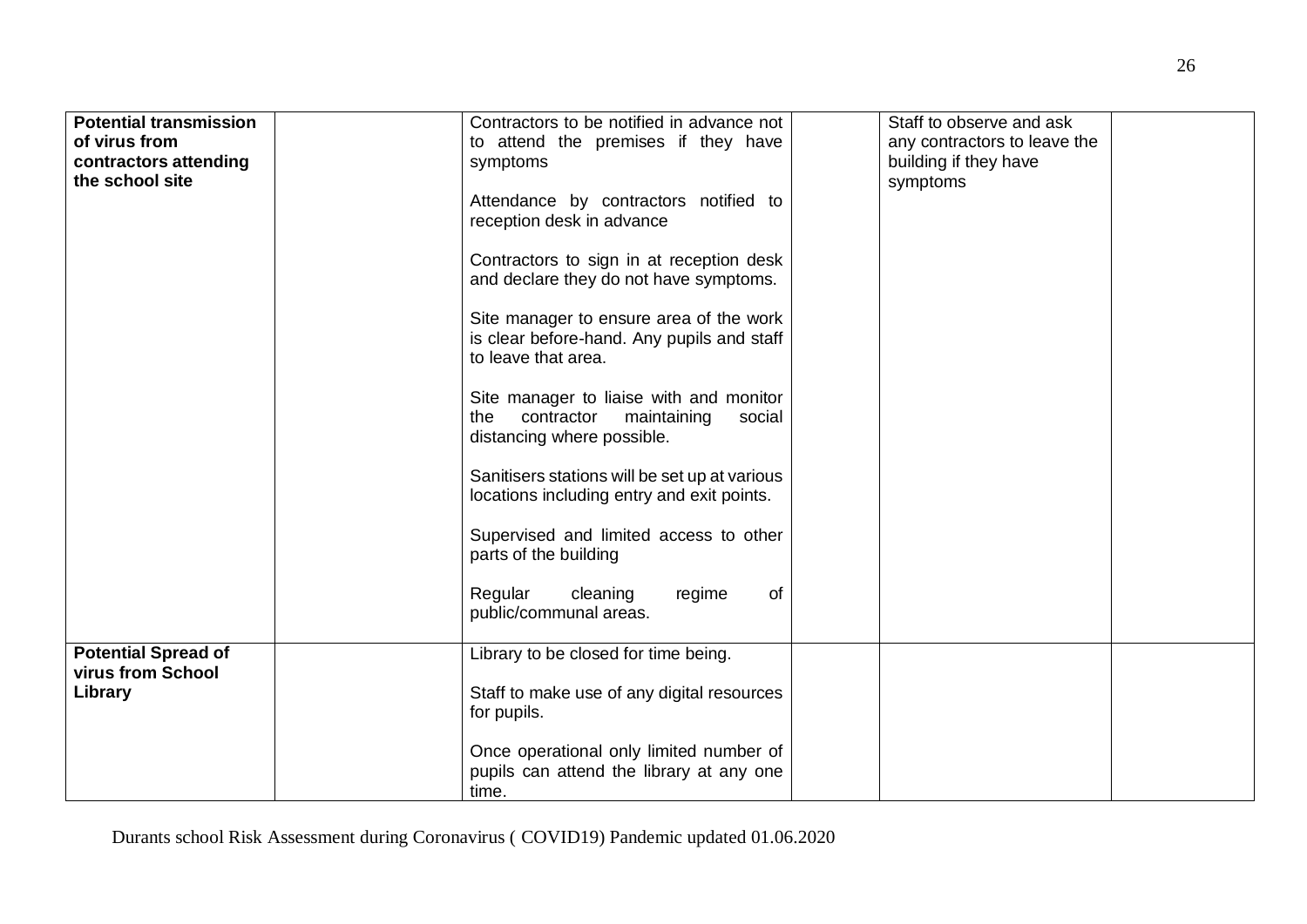| | | | | | |
|---|---|---|---|---|---|
| **Potential transmission of virus from contractors attending the school site** | | Contractors to be notified in advance not to attend the premises if they have symptoms<br><br>Attendance by contractors notified to reception desk in advance<br><br>Contractors to sign in at reception desk and declare they do not have symptoms.<br><br>Site manager to ensure area of the work is clear before-hand. Any pupils and staff to leave that area.<br><br>Site manager to liaise with and monitor the contractor maintaining social distancing where possible.<br><br>Sanitisers stations will be set up at various locations including entry and exit points.<br><br>Supervised and limited access to other parts of the building<br><br>Regular cleaning regime of public/communal areas. | | Staff to observe and ask any contractors to leave the building if they have symptoms | |
| **Potential Spread of virus from School Library** | | Library to be closed for time being.<br><br>Staff to make use of any digital resources for pupils.<br><br>Once operational only limited number of pupils can attend the library at any one time. | | | |

Durants school Risk Assessment during Coronavirus ( COVID19) Pandemic updated 01.06.2020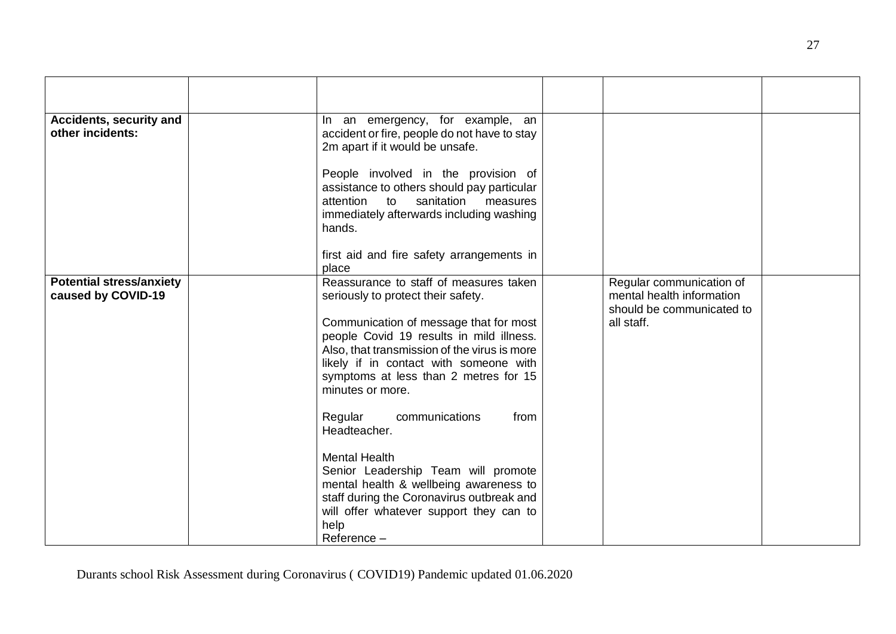| | | | | | |
|---|---|---|---|---|---|
| **Accidents, security and other incidents:** | | In an emergency, for example, an accident or fire, people do not have to stay 2m apart if it would be unsafe.<br><br>People involved in the provision of assistance to others should pay particular attention to sanitation measures immediately afterwards including washing hands.<br><br>first aid and fire safety arrangements in place | | | |
| **Potential stress/anxiety caused by COVID-19** | | Reassurance to staff of measures taken seriously to protect their safety.<br><br>Communication of message that for most people Covid 19 results in mild illness. Also, that transmission of the virus is more likely if in contact with someone with symptoms at less than 2 metres for 15 minutes or more.<br><br>Regular communications from Headteacher.<br><br>Mental Health<br>Senior Leadership Team will promote mental health & wellbeing awareness to staff during the Coronavirus outbreak and will offer whatever support they can to help<br>Reference – | | Regular communication of mental health information should be communicated to all staff. | |

Durants school Risk Assessment during Coronavirus ( COVID19) Pandemic updated 01.06.2020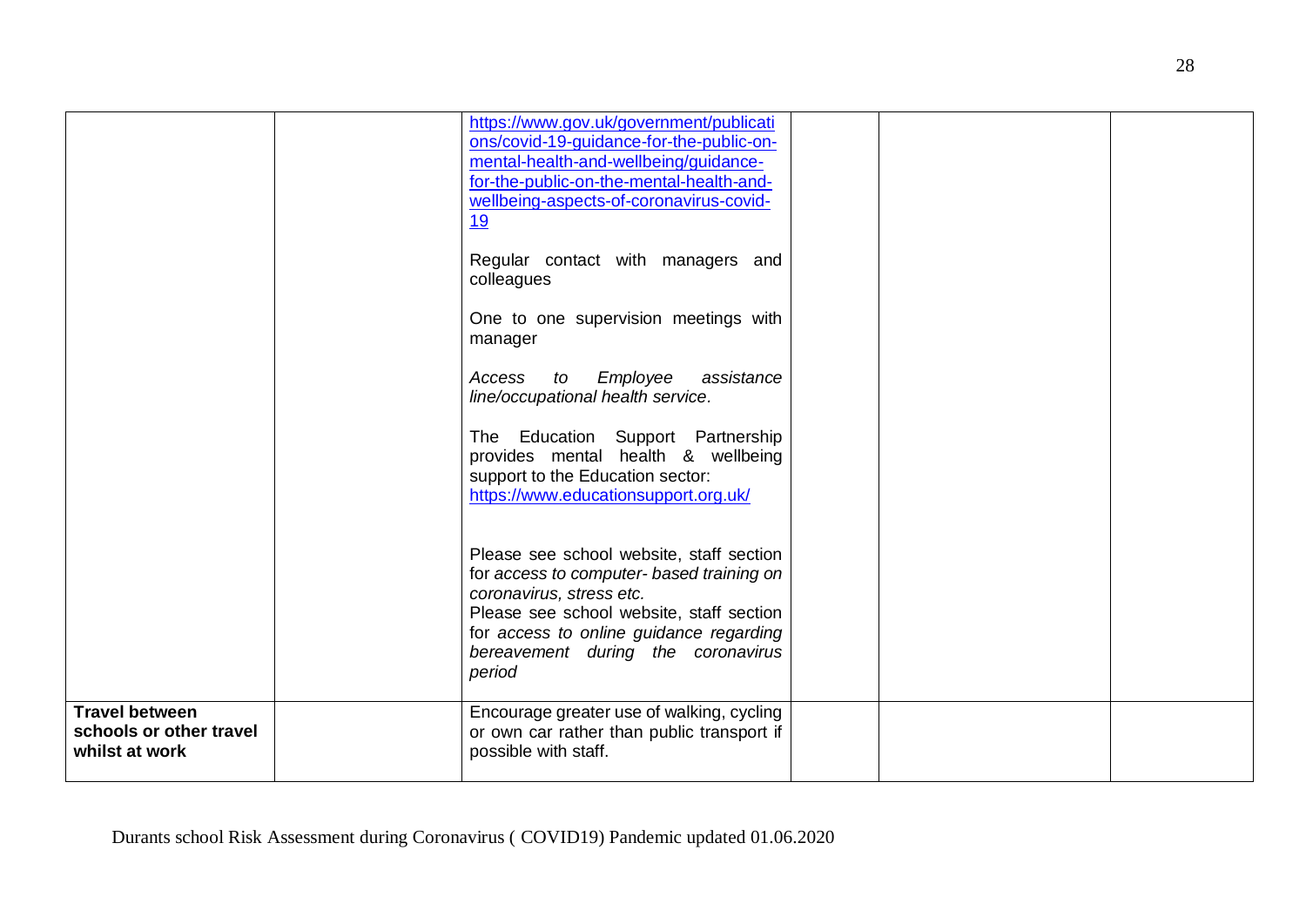| | | | | | |
|---|---|---|---|---|---|
| | | https://www.gov.uk/government/publications/covid-19-guidance-for-the-public-on-mental-health-and-wellbeing/guidance-for-the-public-on-the-mental-health-and-wellbeing-aspects-of-coronavirus-covid-19<br><br>Regular contact with managers and colleagues<br><br>One to one supervision meetings with manager<br><br>*Access to Employee assistance line/occupational health service.*<br><br>The Education Support Partnership provides mental health & wellbeing support to the Education sector: https://www.educationsupport.org.uk/<br><br>Please see school website, staff section for *access to computer- based training on coronavirus, stress etc.*<br>Please see school website, staff section for *access to online guidance regarding bereavement during the coronavirus period* | | | |
| **Travel between schools or other travel whilst at work** | | Encourage greater use of walking, cycling or own car rather than public transport if possible with staff. | | | |

Durants school Risk Assessment during Coronavirus ( COVID19) Pandemic updated 01.06.2020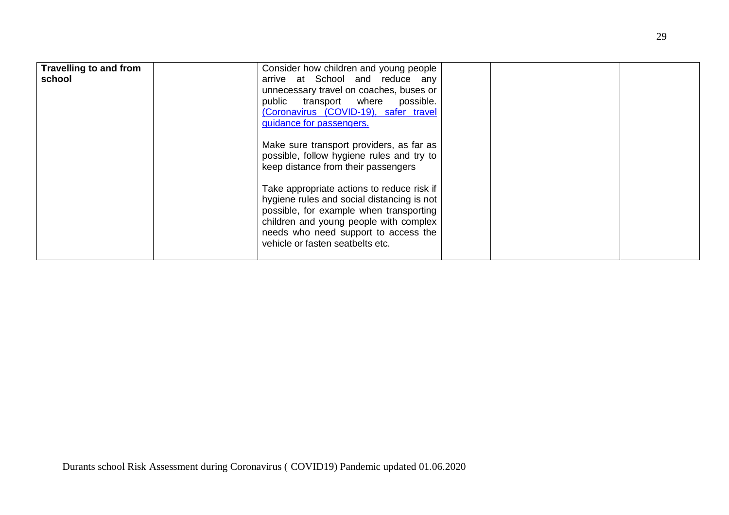| | | | | | |
|---|---|---|---|---|---|
| **Travelling to and from school** | | Consider how children and young people arrive at School and reduce any unnecessary travel on coaches, buses or public transport where possible. [(Coronavirus (COVID-19), safer travel guidance for passengers.]()<br><br>Make sure transport providers, as far as possible, follow hygiene rules and try to keep distance from their passengers<br><br>Take appropriate actions to reduce risk if hygiene rules and social distancing is not possible, for example when transporting children and young people with complex needs who need support to access the vehicle or fasten seatbelts etc. | | | |